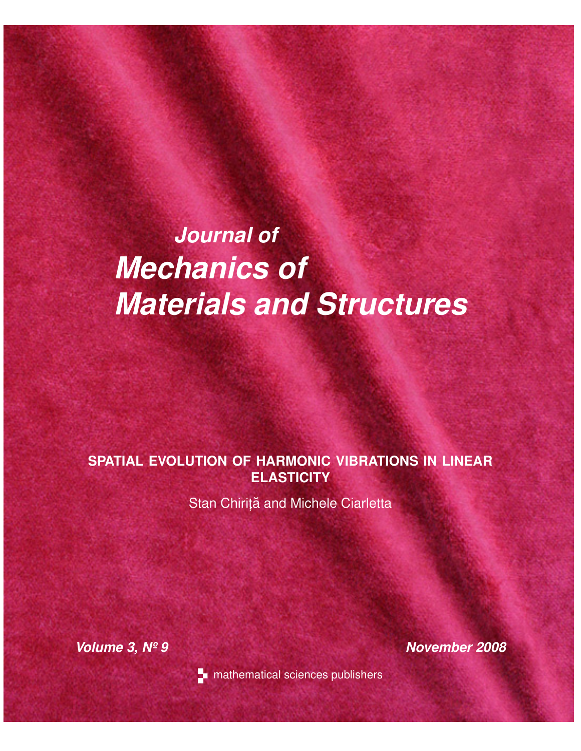# Journal of Mechanics of Materials and Structures

## SPATIAL EVOLUTION OF HARMONIC VIBRATIONS IN LINEAR ELASTICITY

Stan Chiriţă and Michele Ciarletta

*Volume 3, Nº 9* *November 2008*

mathematical sciences publishers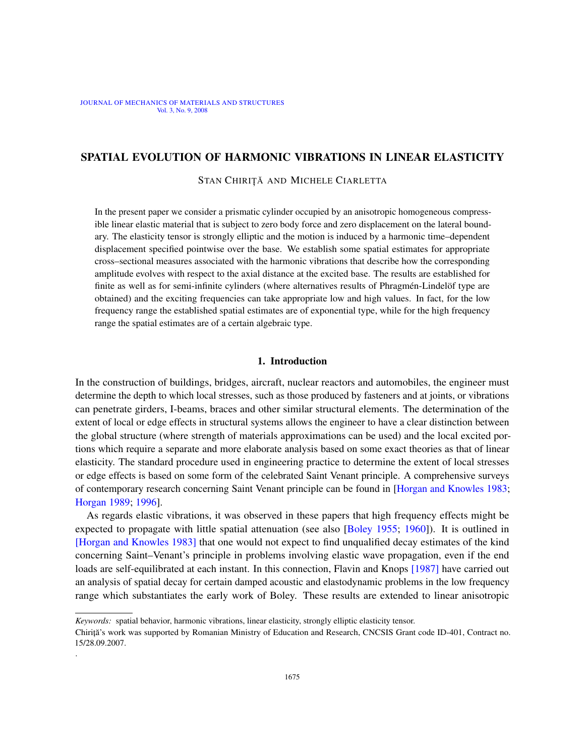# SPATIAL EVOLUTION OF HARMONIC VIBRATIONS IN LINEAR ELASTICITY

STAN CHIRIȚĂ AND MICHELE CIARLETTA

In the present paper we consider a prismatic cylinder occupied by an anisotropic homogeneous compressible linear elastic material that is subject to zero body force and zero displacement on the lateral boundary. The elasticity tensor is strongly elliptic and the motion is induced by a harmonic time–dependent displacement specified pointwise over the base. We establish some spatial estimates for appropriate cross–sectional measures associated with the harmonic vibrations that describe how the corresponding amplitude evolves with respect to the axial distance at the excited base. The results are established for finite as well as for semi-infinite cylinders (where alternatives results of Phragmén-Lindelöf type are obtained) and the exciting frequencies can take appropriate low and high values. In fact, for the low frequency range the established spatial estimates are of exponential type, while for the high frequency range the spatial estimates are of a certain algebraic type.

## 1. Introduction

In the construction of buildings, bridges, aircraft, nuclear reactors and automobiles, the engineer must determine the depth to which local stresses, such as those produced by fasteners and at joints, or vibrations can penetrate girders, I-beams, braces and other similar structural elements. The determination of the extent of local or edge effects in structural systems allows the engineer to have a clear distinction between the global structure (where strength of materials approximations can be used) and the local excited portions which require a separate and more elaborate analysis based on some exact theories as that of linear elasticity. The standard procedure used in engineering practice to determine the extent of local stresses or edge effects is based on some form of the celebrated Saint Venant principle. A comprehensive surveys of contemporary research concerning Saint Venant principle can be found in [Horgan and Knowles 1983; Horgan 1989; 1996].

As regards elastic vibrations, it was observed in these papers that high frequency effects might be expected to propagate with little spatial attenuation (see also [Boley 1955; 1960]). It is outlined in [Horgan and Knowles 1983] that one would not expect to find unqualified decay estimates of the kind concerning Saint–Venant's principle in problems involving elastic wave propagation, even if the end loads are self-equilibrated at each instant. In this connection, Flavin and Knops [1987] have carried out an analysis of spatial decay for certain damped acoustic and elastodynamic problems in the low frequency range which substantiates the early work of Boley. These results are extended to linear anisotropic

*Keywords:* spatial behavior, harmonic vibrations, linear elasticity, strongly elliptic elasticity tensor.

Chiriţă's work was supported by Romanian Ministry of Education and Research, CNCSIS Grant code ID-401, Contract no. 15/28.09.2007.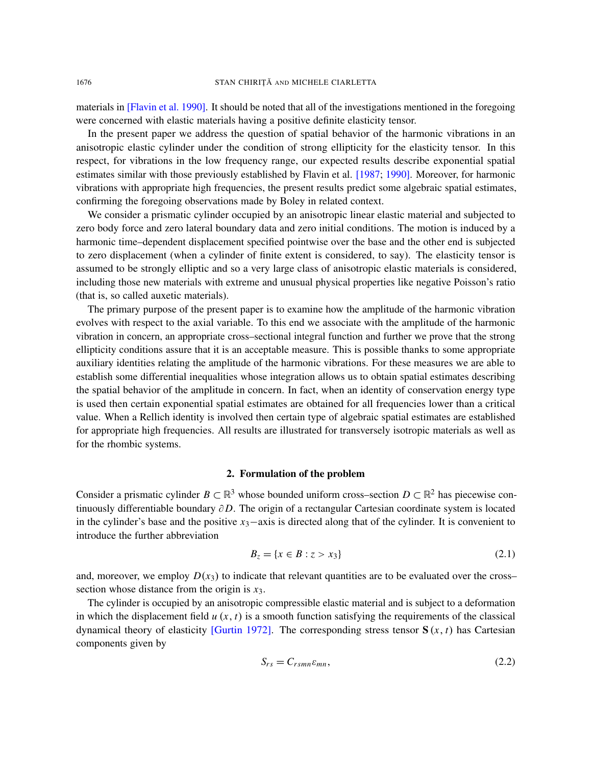materials in [Flavin et al. 1990]. It should be noted that all of the investigations mentioned in the foregoing were concerned with elastic materials having a positive definite elasticity tensor.

In the present paper we address the question of spatial behavior of the harmonic vibrations in an anisotropic elastic cylinder under the condition of strong ellipticity for the elasticity tensor. In this respect, for vibrations in the low frequency range, our expected results describe exponential spatial estimates similar with those previously established by Flavin et al. [1987; 1990]. Moreover, for harmonic vibrations with appropriate high frequencies, the present results predict some algebraic spatial estimates, confirming the foregoing observations made by Boley in related context.

We consider a prismatic cylinder occupied by an anisotropic linear elastic material and subjected to zero body force and zero lateral boundary data and zero initial conditions. The motion is induced by a harmonic time–dependent displacement specified pointwise over the base and the other end is subjected to zero displacement (when a cylinder of finite extent is considered, to say). The elasticity tensor is assumed to be strongly elliptic and so a very large class of anisotropic elastic materials is considered, including those new materials with extreme and unusual physical properties like negative Poisson's ratio (that is, so called auxetic materials).

The primary purpose of the present paper is to examine how the amplitude of the harmonic vibration evolves with respect to the axial variable. To this end we associate with the amplitude of the harmonic vibration in concern, an appropriate cross–sectional integral function and further we prove that the strong ellipticity conditions assure that it is an acceptable measure. This is possible thanks to some appropriate auxiliary identities relating the amplitude of the harmonic vibrations. For these measures we are able to establish some differential inequalities whose integration allows us to obtain spatial estimates describing the spatial behavior of the amplitude in concern. In fact, when an identity of conservation energy type is used then certain exponential spatial estimates are obtained for all frequencies lower than a critical value. When a Rellich identity is involved then certain type of algebraic spatial estimates are established for appropriate high frequencies. All results are illustrated for transversely isotropic materials as well as for the rhombic systems.

## 2. Formulation of the problem

Consider a prismatic cylinder $B \subset \mathbb{R}^3$ whose bounded uniform cross–section $D \subset \mathbb{R}^2$ has piecewise continuously differentiable boundary $\partial D$. The origin of a rectangular Cartesian coordinate system is located in the cylinder's base and the positive $x_3-$axis is directed along that of the cylinder. It is convenient to introduce the further abbreviation

$$B_z = \{x \in B : z > x_3\} \tag{2.1}$$

and, moreover, we employ $D(x_3)$ to indicate that relevant quantities are to be evaluated over the cross–section whose distance from the origin is $x_3$.

The cylinder is occupied by an anisotropic compressible elastic material and is subject to a deformation in which the displacement field $u\,(x, t)$ is a smooth function satisfying the requirements of the classical dynamical theory of elasticity [Gurtin 1972]. The corresponding stress tensor $\mathbf{S}\,(x, t)$ has Cartesian components given by

$$S_{rs} = C_{rsmn}\varepsilon_{mn}, \tag{2.2}$$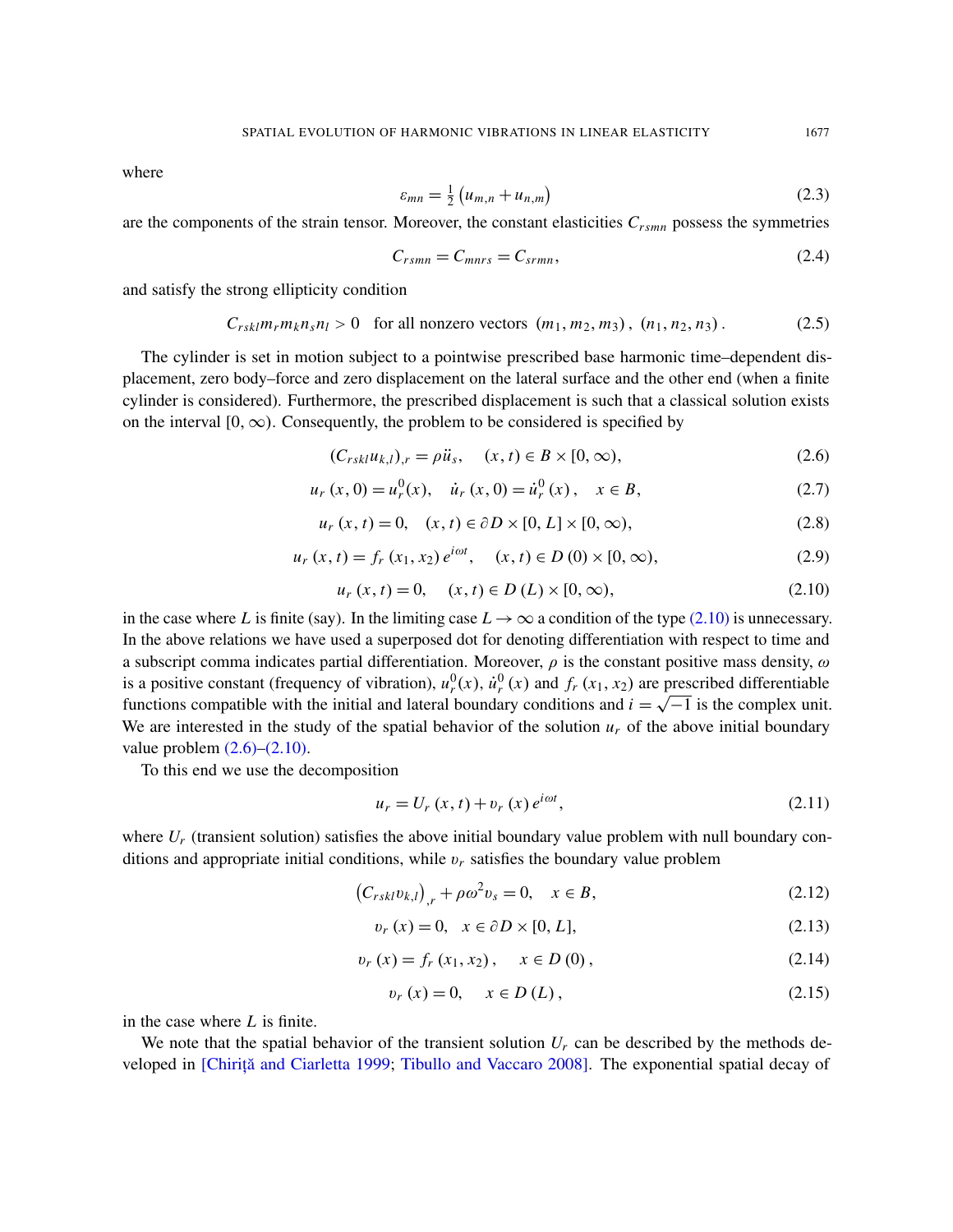where

$$\varepsilon_{mn} = \tfrac{1}{2}\left(u_{m,n} + u_{n,m}\right) \tag{2.3}$$

are the components of the strain tensor. Moreover, the constant elasticities $C_{rsmn}$ possess the symmetries

$$C_{rsmn} = C_{mnrs} = C_{srmn}, \tag{2.4}$$

and satisfy the strong ellipticity condition

$$C_{rskl} m_r m_k n_s n_l > 0 \quad \text{for all nonzero vectors } \left(m_1, m_2, m_3\right),\ \left(n_1, n_2, n_3\right). \tag{2.5}$$

The cylinder is set in motion subject to a pointwise prescribed base harmonic time–dependent displacement, zero body–force and zero displacement on the lateral surface and the other end (when a finite cylinder is considered). Furthermore, the prescribed displacement is such that a classical solution exists on the interval $[0, \infty)$. Consequently, the problem to be considered is specified by

$$(C_{rskl} u_{k,l})_{,r} = \rho \ddot{u}_s, \quad (x, t) \in B \times [0, \infty), \tag{2.6}$$

$$u_r(x, 0) = u_r^0(x), \quad \dot{u}_r(x, 0) = \dot{u}_r^0(x), \quad x \in B, \tag{2.7}$$

$$u_r(x, t) = 0, \quad (x, t) \in \partial D \times [0, L] \times [0, \infty), \tag{2.8}$$

$$u_r(x, t) = f_r(x_1, x_2)\, e^{i\omega t}, \quad (x, t) \in D(0) \times [0, \infty), \tag{2.9}$$

$$u_r(x, t) = 0, \quad (x, t) \in D(L) \times [0, \infty), \tag{2.10}$$

in the case where $L$ is finite (say). In the limiting case $L \to \infty$ a condition of the type (2.10) is unnecessary. In the above relations we have used a superposed dot for denoting differentiation with respect to time and a subscript comma indicates partial differentiation. Moreover, $\rho$ is the constant positive mass density, $\omega$ is a positive constant (frequency of vibration), $u_r^0(x)$, $\dot{u}_r^0(x)$ and $f_r(x_1, x_2)$ are prescribed differentiable functions compatible with the initial and lateral boundary conditions and $i = \sqrt{-1}$ is the complex unit. We are interested in the study of the spatial behavior of the solution $u_r$ of the above initial boundary value problem (2.6)–(2.10).

To this end we use the decomposition

$$u_r = U_r(x, t) + v_r(x)\, e^{i\omega t}, \tag{2.11}$$

where $U_r$ (transient solution) satisfies the above initial boundary value problem with null boundary conditions and appropriate initial conditions, while $v_r$ satisfies the boundary value problem

$$\left(C_{rskl} v_{k,l}\right)_{,r} + \rho\omega^2 v_s = 0, \quad x \in B, \tag{2.12}$$

$$v_r(x) = 0, \quad x \in \partial D \times [0, L], \tag{2.13}$$

$$v_r(x) = f_r(x_1, x_2), \quad x \in D(0), \tag{2.14}$$

$$v_r(x) = 0, \quad x \in D(L), \tag{2.15}$$

in the case where $L$ is finite.

We note that the spatial behavior of the transient solution $U_r$ can be described by the methods developed in [Chiriță and Ciarletta 1999; Tibullo and Vaccaro 2008]. The exponential spatial decay of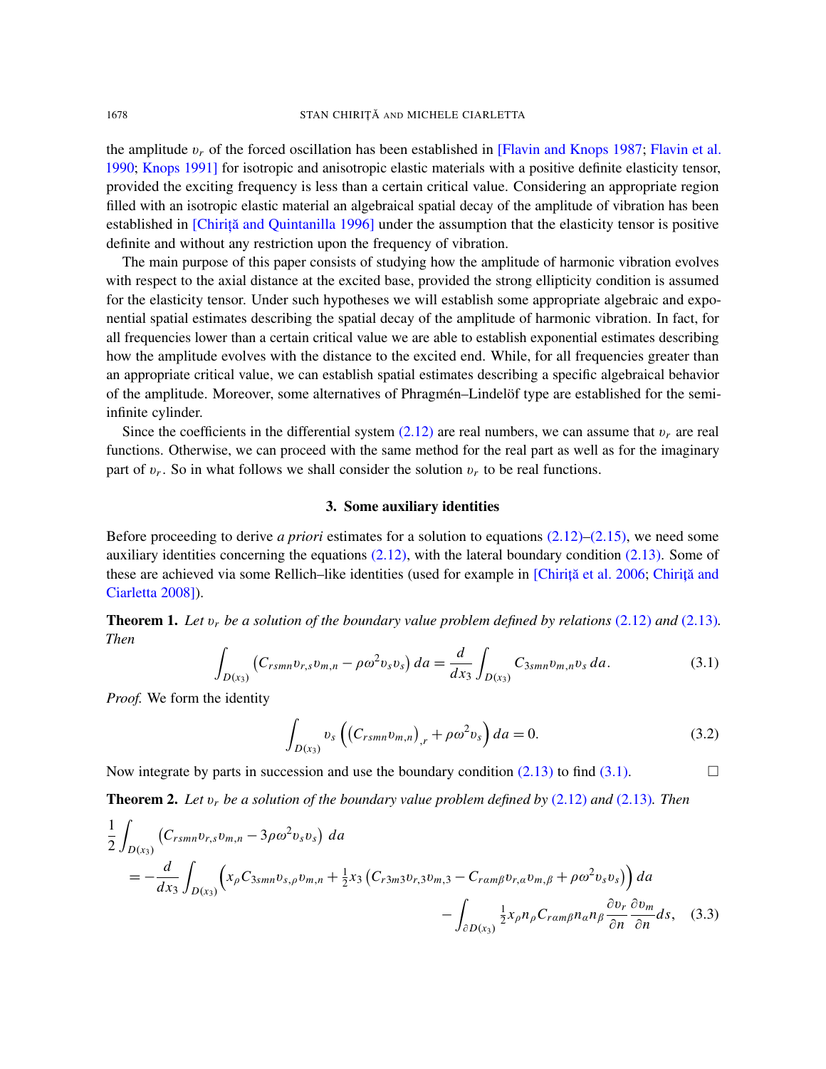the amplitude $v_r$ of the forced oscillation has been established in [Flavin and Knops 1987; Flavin et al. 1990; Knops 1991] for isotropic and anisotropic elastic materials with a positive definite elasticity tensor, provided the exciting frequency is less than a certain critical value. Considering an appropriate region filled with an isotropic elastic material an algebraical spatial decay of the amplitude of vibration has been established in [Chiriţă and Quintanilla 1996] under the assumption that the elasticity tensor is positive definite and without any restriction upon the frequency of vibration.

The main purpose of this paper consists of studying how the amplitude of harmonic vibration evolves with respect to the axial distance at the excited base, provided the strong ellipticity condition is assumed for the elasticity tensor. Under such hypotheses we will establish some appropriate algebraic and exponential spatial estimates describing the spatial decay of the amplitude of harmonic vibration. In fact, for all frequencies lower than a certain critical value we are able to establish exponential estimates describing how the amplitude evolves with the distance to the excited end. While, for all frequencies greater than an appropriate critical value, we can establish spatial estimates describing a specific algebraical behavior of the amplitude. Moreover, some alternatives of Phragmén–Lindelöf type are established for the semi-infinite cylinder.

Since the coefficients in the differential system (2.12) are real numbers, we can assume that $v_r$ are real functions. Otherwise, we can proceed with the same method for the real part as well as for the imaginary part of $v_r$. So in what follows we shall consider the solution $v_r$ to be real functions.

## 3. Some auxiliary identities

Before proceeding to derive *a priori* estimates for a solution to equations (2.12)–(2.15), we need some auxiliary identities concerning the equations (2.12), with the lateral boundary condition (2.13). Some of these are achieved via some Rellich–like identities (used for example in [Chiriţă et al. 2006; Chiriţă and Ciarletta 2008]).

**Theorem 1.** *Let $v_r$ be a solution of the boundary value problem defined by relations (2.12) and (2.13). Then*

$$\int_{D(x_3)} \left(C_{rsmn} v_{r,s} v_{m,n} - \rho\omega^2 v_s v_s\right) da = \frac{d}{dx_3}\int_{D(x_3)} C_{3smn} v_{m,n} v_s \, da. \tag{3.1}$$

*Proof.* We form the identity

$$\int_{D(x_3)} v_s \left(\left(C_{rsmn} v_{m,n}\right)_{,r} + \rho\omega^2 v_s\right) da = 0. \tag{3.2}$$

Now integrate by parts in succession and use the boundary condition (2.13) to find (3.1). □

**Theorem 2.** *Let $v_r$ be a solution of the boundary value problem defined by (2.12) and (2.13). Then*

$$\begin{aligned}
\frac{1}{2}\int_{D(x_3)} &\left(C_{rsmn} v_{r,s} v_{m,n} - 3\rho\omega^2 v_s v_s\right) da \\
&= -\frac{d}{dx_3}\int_{D(x_3)} \left(x_\rho C_{3smn} v_{s,\rho} v_{m,n} + \tfrac{1}{2}x_3\left(C_{r3m3} v_{r,3} v_{m,3} - C_{r\alpha m\beta} v_{r,\alpha} v_{m,\beta} + \rho\omega^2 v_s v_s\right)\right) da \\
&\qquad\qquad - \int_{\partial D(x_3)} \tfrac{1}{2} x_\rho n_\rho C_{r\alpha m\beta} n_\alpha n_\beta \frac{\partial v_r}{\partial n}\frac{\partial v_m}{\partial n} ds,
\end{aligned} \tag{3.3}$$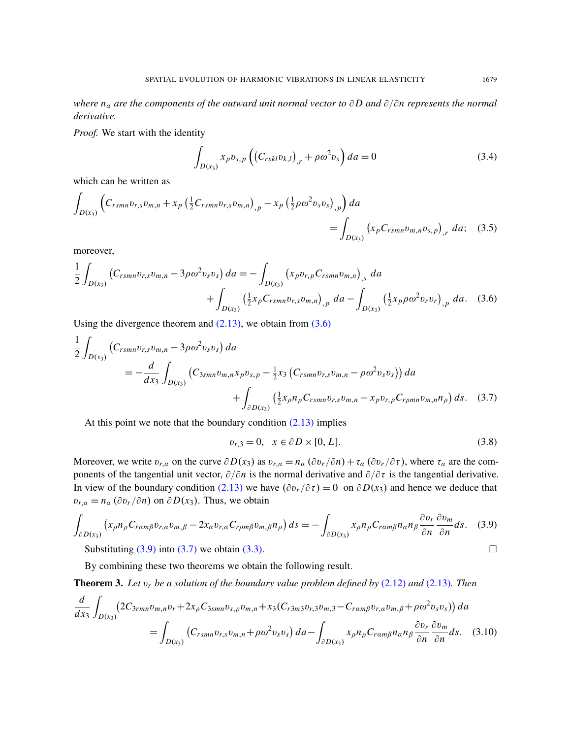*where $n_\alpha$ are the components of the outward unit normal vector to $\partial D$ and $\partial/\partial n$ represents the normal derivative.*

*Proof.* We start with the identity

$$\int_{D(x_3)} x_p v_{s,p}\left(\left(C_{rskl}v_{k,l}\right)_{,r}+\rho\omega^2 v_s\right)da=0 \tag{3.4}$$

which can be written as

$$\int_{D(x_3)}\left(C_{rsmn}v_{r,s}v_{m,n}+x_p\left(\tfrac{1}{2}C_{rsmn}v_{r,s}v_{m,n}\right)_{,p}-x_p\left(\tfrac{1}{2}\rho\omega^2 v_s v_s\right)_{,p}\right)da \\ =\int_{D(x_3)}\left(x_p C_{rsmn}v_{m,n}v_{s,p}\right)_{,r}\,da; \tag{3.5}$$

moreover,

$$\frac{1}{2}\int_{D(x_3)}\left(C_{rsmn}v_{r,s}v_{m,n}-3\rho\omega^2 v_s v_s\right)da=-\int_{D(x_3)}\left(x_p v_{r,p}C_{rsmn}v_{m,n}\right)_{,s}\,da \\ +\int_{D(x_3)}\left(\tfrac{1}{2}x_p C_{rsmn}v_{r,s}v_{m,n}\right)_{,p}\,da-\int_{D(x_3)}\left(\tfrac{1}{2}x_p\rho\omega^2 v_r v_r\right)_{,p}\,da. \tag{3.6}$$

Using the divergence theorem and (2.13), we obtain from (3.6)

$$\frac{1}{2}\int_{D(x_3)}\left(C_{rsmn}v_{r,s}v_{m,n}-3\rho\omega^2 v_s v_s\right)da \\ =-\frac{d}{dx_3}\int_{D(x_3)}\left(C_{3smn}v_{m,n}x_p v_{s,p}-\tfrac{1}{2}x_3\left(C_{rsmn}v_{r,s}v_{m,n}-\rho\omega^2 v_s v_s\right)\right)da \\ +\int_{\partial D(x_3)}\left(\tfrac{1}{2}x_\rho n_\rho C_{rsmn}v_{r,s}v_{m,n}-x_p v_{r,p}C_{r\rho mn}v_{m,n}n_\rho\right)ds. \tag{3.7}$$

At this point we note that the boundary condition (2.13) implies

$$v_{r,3}=0,\quad x\in\partial D\times[0,L]. \tag{3.8}$$

Moreover, we write $v_{r,\alpha}$ on the curve $\partial D(x_3)$ as $v_{r,\alpha}=n_\alpha\,(\partial v_r/\partial n)+\tau_\alpha\,(\partial v_r/\partial\tau)$, where $\tau_\alpha$ are the components of the tangential unit vector, $\partial/\partial n$ is the normal derivative and $\partial/\partial\tau$ is the tangential derivative. In view of the boundary condition (2.13) we have $(\partial v_r/\partial\tau)=0$ on $\partial D(x_3)$ and hence we deduce that $v_{r,\alpha}=n_\alpha\,(\partial v_r/\partial n)$ on $\partial D(x_3)$. Thus, we obtain

$$\int_{\partial D(x_3)}\left(x_\rho n_\rho C_{r\alpha m\beta}v_{r,\alpha}v_{m,\beta}-2x_\alpha v_{r,\alpha}C_{r\rho m\beta}v_{m,\beta}n_\rho\right)ds=-\int_{\partial D(x_3)}x_\rho n_\rho C_{r\alpha m\beta}n_\alpha n_\beta\frac{\partial v_r}{\partial n}\frac{\partial v_m}{\partial n}ds. \tag{3.9}$$

Substituting (3.9) into (3.7) we obtain (3.3). $\square$

By combining these two theorems we obtain the following result.

**Theorem 3.** *Let $v_r$ be a solution of the boundary value problem defined by (2.12) and (2.13). Then*

$$\frac{d}{dx_3}\int_{D(x_3)}\left(2C_{3rmn}v_{m,n}v_r+2x_\rho C_{3smn}v_{s,\rho}v_{m,n}+x_3(C_{r3m3}v_{r,3}v_{m,3}-C_{r\alpha m\beta}v_{r,\alpha}v_{m,\beta}+\rho\omega^2 v_s v_s)\right)da \\ =\int_{D(x_3)}\left(C_{rsmn}v_{r,s}v_{m,n}+\rho\omega^2 v_s v_s\right)da-\int_{\partial D(x_3)}x_\rho n_\rho C_{r\alpha m\beta}n_\alpha n_\beta\frac{\partial v_r}{\partial n}\frac{\partial v_m}{\partial n}ds. \tag{3.10}$$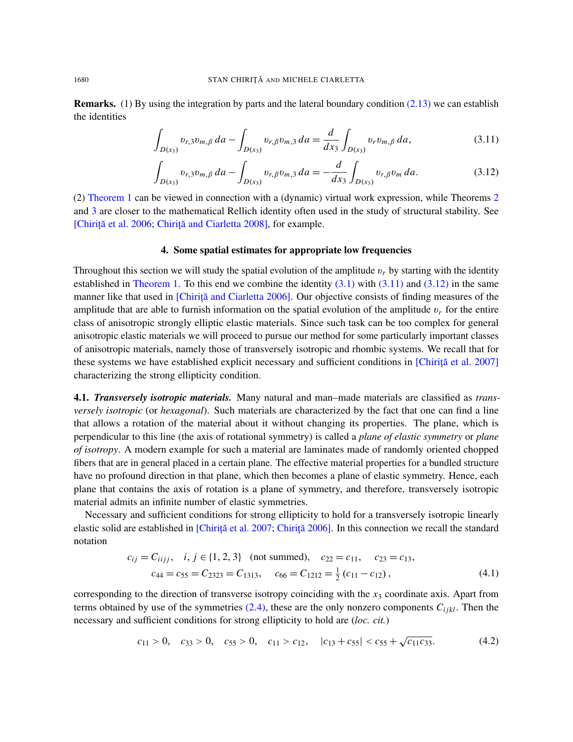**Remarks.** (1) By using the integration by parts and the lateral boundary condition (2.13) we can establish the identities

$$\int_{D(x_3)} \upsilon_{r,3}\upsilon_{m,\beta}\, da - \int_{D(x_3)} \upsilon_{r,\beta}\upsilon_{m,3}\, da = \frac{d}{dx_3}\int_{D(x_3)} \upsilon_r \upsilon_{m,\beta}\, da, \tag{3.11}$$

$$\int_{D(x_3)} \upsilon_{r,3}\upsilon_{m,\beta}\, da - \int_{D(x_3)} \upsilon_{r,\beta}\upsilon_{m,3}\, da = -\frac{d}{dx_3}\int_{D(x_3)} \upsilon_{r,\beta} \upsilon_{m}\, da. \tag{3.12}$$

(2) Theorem 1 can be viewed in connection with a (dynamic) virtual work expression, while Theorems 2 and 3 are closer to the mathematical Rellich identity often used in the study of structural stability. See [Chiriță et al. 2006; Chiriță and Ciarletta 2008], for example.

## 4. Some spatial estimates for appropriate low frequencies

Throughout this section we will study the spatial evolution of the amplitude $\upsilon_r$ by starting with the identity established in Theorem 1. To this end we combine the identity (3.1) with (3.11) and (3.12) in the same manner like that used in [Chiriță and Ciarletta 2006]. Our objective consists of finding measures of the amplitude that are able to furnish information on the spatial evolution of the amplitude $\upsilon_r$ for the entire class of anisotropic strongly elliptic elastic materials. Since such task can be too complex for general anisotropic elastic materials we will proceed to pursue our method for some particularly important classes of anisotropic materials, namely those of transversely isotropic and rhombic systems. We recall that for these systems we have established explicit necessary and sufficient conditions in [Chiriță et al. 2007] characterizing the strong ellipticity condition.

**4.1.** ***Transversely isotropic materials.*** Many natural and man–made materials are classified as *transversely isotropic* (or *hexagonal*). Such materials are characterized by the fact that one can find a line that allows a rotation of the material about it without changing its properties. The plane, which is perpendicular to this line (the axis of rotational symmetry) is called a *plane of elastic symmetry* or *plane of isotropy*. A modern example for such a material are laminates made of randomly oriented chopped fibers that are in general placed in a certain plane. The effective material properties for a bundled structure have no profound direction in that plane, which then becomes a plane of elastic symmetry. Hence, each plane that contains the axis of rotation is a plane of symmetry, and therefore, transversely isotropic material admits an infinite number of elastic symmetries.

Necessary and sufficient conditions for strong ellipticity to hold for a transversely isotropic linearly elastic solid are established in [Chiriță et al. 2007; Chiriță 2006]. In this connection we recall the standard notation

$$\begin{aligned} c_{ij} = C_{iijj}, \quad i, j \in \{1,2,3\} \quad (\text{not summed}), \quad c_{22} = c_{11}, \quad c_{23} = c_{13}, \\ c_{44} = c_{55} = C_{2323} = C_{1313}, \quad c_{66} = C_{1212} = \tfrac{1}{2}\left(c_{11} - c_{12}\right), \end{aligned} \tag{4.1}$$

corresponding to the direction of transverse isotropy coinciding with the $x_3$ coordinate axis. Apart from terms obtained by use of the symmetries (2.4), these are the only nonzero components $C_{ijkl}$. Then the necessary and sufficient conditions for strong ellipticity to hold are (*loc. cit.*)

$$c_{11} > 0, \quad c_{33} > 0, \quad c_{55} > 0, \quad c_{11} > c_{12}, \quad |c_{13} + c_{55}| < c_{55} + \sqrt{c_{11}c_{33}}. \tag{4.2}$$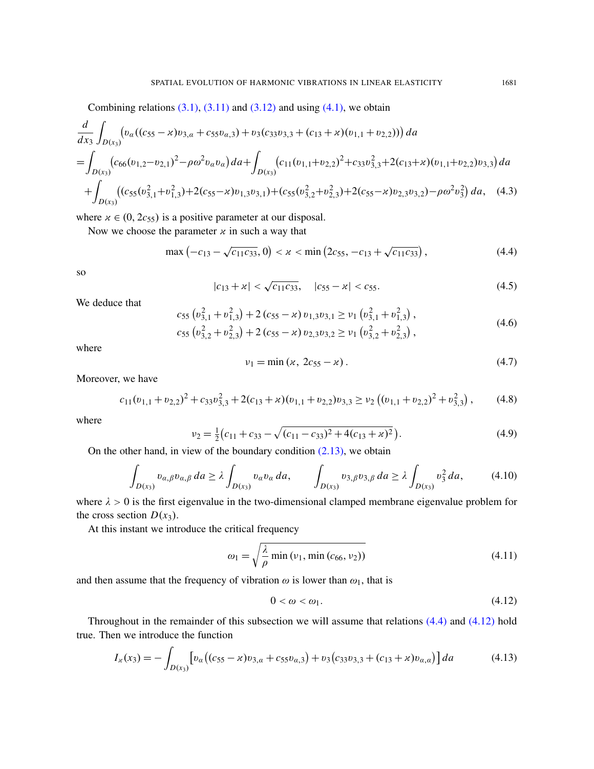Combining relations (3.1), (3.11) and (3.12) and using (4.1), we obtain

$$
\begin{aligned}
&\frac{d}{dx_3}\int_{D(x_3)}\big(v_\alpha((c_{55}-\varkappa)v_{3,\alpha}+c_{55}v_{\alpha,3})+v_3(c_{33}v_{3,3}+(c_{13}+\varkappa)(v_{1,1}+v_{2,2}))\big)\,da\\
&=\int_{D(x_3)}\big(c_{66}(v_{1,2}-v_{2,1})^2-\rho\omega^2 v_\alpha v_\alpha\big)\,da+\int_{D(x_3)}\big(c_{11}(v_{1,1}+v_{2,2})^2+c_{33}v_{3,3}^2+2(c_{13}+\varkappa)(v_{1,1}+v_{2,2})v_{3,3}\big)\,da\\
&\quad+\int_{D(x_3)}\big((c_{55}(v_{3,1}^2+v_{1,3}^2)+2(c_{55}-\varkappa)v_{1,3}v_{3,1})+(c_{55}(v_{3,2}^2+v_{2,3}^2)+2(c_{55}-\varkappa)v_{2,3}v_{3,2})-\rho\omega^2 v_3^2\big)\,da,
\end{aligned}
\tag{4.3}
$$

where $\varkappa \in (0, 2c_{55})$ is a positive parameter at our disposal.

Now we choose the parameter $\varkappa$ in such a way that

$$
\max\left(-c_{13}-\sqrt{c_{11}c_{33}},0\right) < \varkappa < \min\left(2c_{55}, -c_{13}+\sqrt{c_{11}c_{33}}\right), \tag{4.4}
$$

so

$$
|c_{13}+\varkappa| < \sqrt{c_{11}c_{33}}, \quad |c_{55}-\varkappa| < c_{55}. \tag{4.5}
$$

We deduce that

$$
\begin{aligned}
c_{55}\left(v_{3,1}^2+v_{1,3}^2\right)+2\left(c_{55}-\varkappa\right)v_{1,3}v_{3,1} &\geq \nu_1\left(v_{3,1}^2+v_{1,3}^2\right),\\
c_{55}\left(v_{3,2}^2+v_{2,3}^2\right)+2\left(c_{55}-\varkappa\right)v_{2,3}v_{3,2} &\geq \nu_1\left(v_{3,2}^2+v_{2,3}^2\right),
\end{aligned}
\tag{4.6}
$$

where

$$
\nu_1 = \min\left(\varkappa,\ 2c_{55}-\varkappa\right). \tag{4.7}
$$

Moreover, we have

$$
c_{11}(v_{1,1}+v_{2,2})^2+c_{33}v_{3,3}^2+2(c_{13}+\varkappa)(v_{1,1}+v_{2,2})v_{3,3} \geq \nu_2\left((v_{1,1}+v_{2,2})^2+v_{3,3}^2\right), \tag{4.8}
$$

where

$$
\nu_2 = \tfrac{1}{2}\big(c_{11}+c_{33}-\sqrt{(c_{11}-c_{33})^2+4(c_{13}+\varkappa)^2}\big). \tag{4.9}
$$

On the other hand, in view of the boundary condition (2.13), we obtain

$$
\int_{D(x_3)} v_{\alpha,\beta}v_{\alpha,\beta}\,da \geq \lambda\int_{D(x_3)} v_\alpha v_\alpha\,da, \qquad \int_{D(x_3)} v_{3,\beta}v_{3,\beta}\,da \geq \lambda\int_{D(x_3)} v_3^2\,da, \tag{4.10}
$$

where $\lambda > 0$ is the first eigenvalue in the two-dimensional clamped membrane eigenvalue problem for the cross section $D(x_3)$.

At this instant we introduce the critical frequency

$$
\omega_1 = \sqrt{\frac{\lambda}{\rho}\min\left(\nu_1, \min\left(c_{66}, \nu_2\right)\right)} \tag{4.11}
$$

and then assume that the frequency of vibration $\omega$ is lower than $\omega_1$, that is

$$
0 < \omega < \omega_1. \tag{4.12}
$$

Throughout in the remainder of this subsection we will assume that relations (4.4) and (4.12) hold true. Then we introduce the function

$$
I_\varkappa(x_3) = -\int_{D(x_3)}\big[v_\alpha\big((c_{55}-\varkappa)v_{3,\alpha}+c_{55}v_{\alpha,3}\big)+v_3\big(c_{33}v_{3,3}+(c_{13}+\varkappa)v_{\alpha,\alpha}\big)\big]\,da \tag{4.13}
$$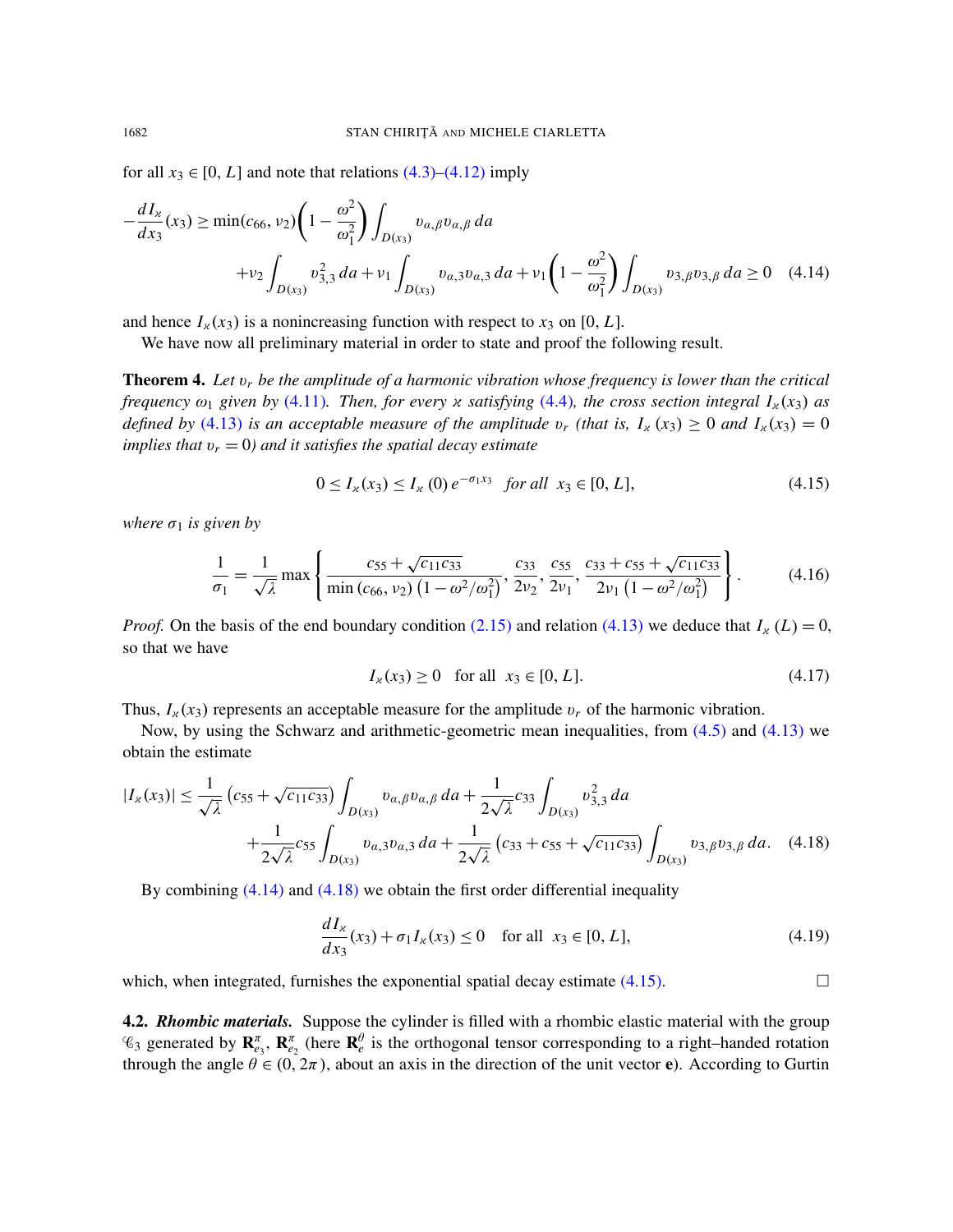for all $x_3 \in [0, L]$ and note that relations (4.3)–(4.12) imply

$$-\frac{dI_\varkappa}{dx_3}(x_3) \geq \min(c_{66}, \nu_2)\left(1-\frac{\omega^2}{\omega_1^2}\right)\int_{D(x_3)} \upsilon_{\alpha,\beta}\upsilon_{\alpha,\beta}\,da + \nu_2\int_{D(x_3)} \upsilon_{3,3}^2\,da + \nu_1\int_{D(x_3)} \upsilon_{\alpha,3}\upsilon_{\alpha,3}\,da + \nu_1\left(1-\frac{\omega^2}{\omega_1^2}\right)\int_{D(x_3)} \upsilon_{3,\beta}\upsilon_{3,\beta}\,da \geq 0 \quad (4.14)$$

and hence $I_\varkappa(x_3)$ is a nonincreasing function with respect to $x_3$ on $[0, L]$.

We have now all preliminary material in order to state and proof the following result.

**Theorem 4.** *Let $\upsilon_r$ be the amplitude of a harmonic vibration whose frequency is lower than the critical frequency $\omega_1$ given by (4.11). Then, for every $\varkappa$ satisfying (4.4), the cross section integral $I_\varkappa(x_3)$ as defined by (4.13) is an acceptable measure of the amplitude $\upsilon_r$ (that is, $I_\varkappa(x_3) \geq 0$ and $I_\varkappa(x_3) = 0$ implies that $\upsilon_r = 0$) and it satisfies the spatial decay estimate*

$$0 \leq I_\varkappa(x_3) \leq I_\varkappa(0)\, e^{-\sigma_1 x_3} \quad \textit{for all } x_3 \in [0, L], \quad (4.15)$$

*where $\sigma_1$ is given by*

$$\frac{1}{\sigma_1} = \frac{1}{\sqrt{\lambda}}\max\left\{\frac{c_{55}+\sqrt{c_{11}c_{33}}}{\min(c_{66}, \nu_2)\left(1-\omega^2/\omega_1^2\right)}, \frac{c_{33}}{2\nu_2}, \frac{c_{55}}{2\nu_1}, \frac{c_{33}+c_{55}+\sqrt{c_{11}c_{33}}}{2\nu_1\left(1-\omega^2/\omega_1^2\right)}\right\}. \quad (4.16)$$

*Proof.* On the basis of the end boundary condition (2.15) and relation (4.13) we deduce that $I_\varkappa(L) = 0$, so that we have

$$I_\varkappa(x_3) \geq 0 \quad \text{for all } x_3 \in [0, L]. \quad (4.17)$$

Thus, $I_\varkappa(x_3)$ represents an acceptable measure for the amplitude $\upsilon_r$ of the harmonic vibration.

Now, by using the Schwarz and arithmetic-geometric mean inequalities, from (4.5) and (4.13) we obtain the estimate

$$|I_\varkappa(x_3)| \leq \frac{1}{\sqrt{\lambda}}\left(c_{55}+\sqrt{c_{11}c_{33}}\right)\int_{D(x_3)} \upsilon_{\alpha,\beta}\upsilon_{\alpha,\beta}\,da + \frac{1}{2\sqrt{\lambda}}c_{33}\int_{D(x_3)} \upsilon_{3,3}^2\,da + \frac{1}{2\sqrt{\lambda}}c_{55}\int_{D(x_3)} \upsilon_{\alpha,3}\upsilon_{\alpha,3}\,da + \frac{1}{2\sqrt{\lambda}}\left(c_{33}+c_{55}+\sqrt{c_{11}c_{33}}\right)\int_{D(x_3)} \upsilon_{3,\beta}\upsilon_{3,\beta}\,da. \quad (4.18)$$

By combining (4.14) and (4.18) we obtain the first order differential inequality

$$\frac{dI_\varkappa}{dx_3}(x_3) + \sigma_1 I_\varkappa(x_3) \leq 0 \quad \text{for all } x_3 \in [0, L], \quad (4.19)$$

which, when integrated, furnishes the exponential spatial decay estimate (4.15). □

**4.2.** ***Rhombic materials.*** Suppose the cylinder is filled with a rhombic elastic material with the group $\mathscr{C}_3$ generated by $\mathbf{R}_{e_3}^{\pi}$, $\mathbf{R}_{e_2}^{\pi}$ (here $\mathbf{R}_e^{\theta}$ is the orthogonal tensor corresponding to a right–handed rotation through the angle $\theta \in (0, 2\pi)$, about an axis in the direction of the unit vector $\mathbf{e}$). According to Gurtin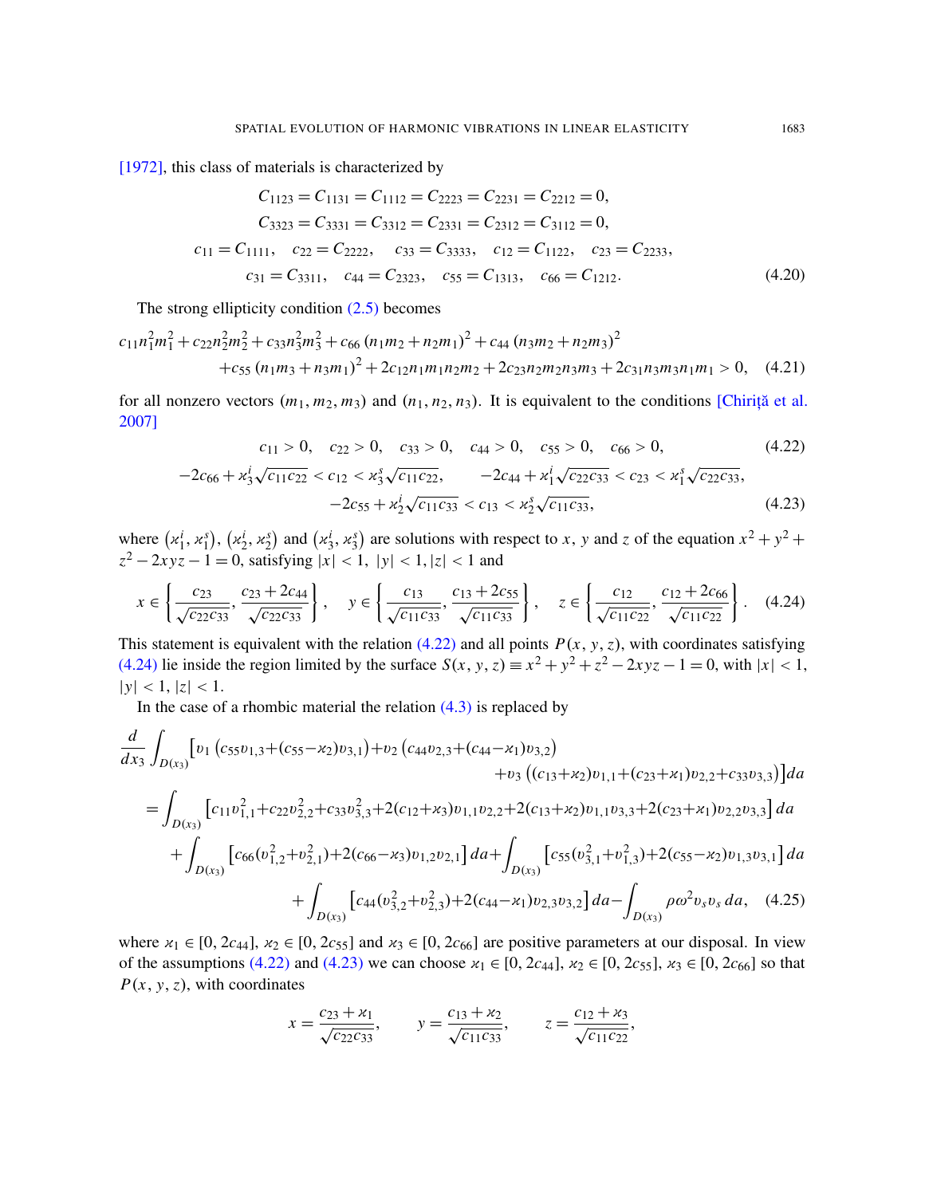[1972], this class of materials is characterized by

$$
\begin{gathered}
C_{1123}=C_{1131}=C_{1112}=C_{2223}=C_{2231}=C_{2212}=0,\\
C_{3323}=C_{3331}=C_{3312}=C_{2331}=C_{2312}=C_{3112}=0,\\
c_{11}=C_{1111},\quad c_{22}=C_{2222},\quad c_{33}=C_{3333},\quad c_{12}=C_{1122},\quad c_{23}=C_{2233},\\
c_{31}=C_{3311},\quad c_{44}=C_{2323},\quad c_{55}=C_{1313},\quad c_{66}=C_{1212}.
\end{gathered}
\tag{4.20}
$$

The strong ellipticity condition (2.5) becomes

$$
\begin{aligned}
c_{11}n_1^2m_1^2+c_{22}n_2^2m_2^2+c_{33}n_3^2m_3^2+c_{66}\left(n_1m_2+n_2m_1\right)^2+c_{44}\left(n_3m_2+n_2m_3\right)^2\\
+c_{55}\left(n_1m_3+n_3m_1\right)^2+2c_{12}n_1m_1n_2m_2+2c_{23}n_2m_2n_3m_3+2c_{31}n_3m_3n_1m_1>0,
\end{aligned}
\tag{4.21}
$$

for all nonzero vectors $(m_1, m_2, m_3)$ and $(n_1, n_2, n_3)$. It is equivalent to the conditions [Chiriță et al. 2007]

$$
c_{11}>0,\quad c_{22}>0,\quad c_{33}>0,\quad c_{44}>0,\quad c_{55}>0,\quad c_{66}>0,
\tag{4.22}
$$

$$
\begin{gathered}
-2c_{66}+\varkappa_3^i\sqrt{c_{11}c_{22}}<c_{12}<\varkappa_3^s\sqrt{c_{11}c_{22}},\qquad -2c_{44}+\varkappa_1^i\sqrt{c_{22}c_{33}}<c_{23}<\varkappa_1^s\sqrt{c_{22}c_{33}},\\
-2c_{55}+\varkappa_2^i\sqrt{c_{11}c_{33}}<c_{13}<\varkappa_2^s\sqrt{c_{11}c_{33}},
\end{gathered}
\tag{4.23}
$$

where $\left(\varkappa_1^i, \varkappa_1^s\right)$, $\left(\varkappa_2^i, \varkappa_2^s\right)$ and $\left(\varkappa_3^i, \varkappa_3^s\right)$ are solutions with respect to $x$, $y$ and $z$ of the equation $x^2+y^2+z^2-2xyz-1=0$, satisfying $|x|<1$, $|y|<1$, $|z|<1$ and

$$
x\in\left\{\frac{c_{23}}{\sqrt{c_{22}c_{33}}},\frac{c_{23}+2c_{44}}{\sqrt{c_{22}c_{33}}}\right\},\quad y\in\left\{\frac{c_{13}}{\sqrt{c_{11}c_{33}}},\frac{c_{13}+2c_{55}}{\sqrt{c_{11}c_{33}}}\right\},\quad z\in\left\{\frac{c_{12}}{\sqrt{c_{11}c_{22}}},\frac{c_{12}+2c_{66}}{\sqrt{c_{11}c_{22}}}\right\}.
\tag{4.24}
$$

This statement is equivalent with the relation (4.22) and all points $P(x, y, z)$, with coordinates satisfying (4.24) lie inside the region limited by the surface $S(x, y, z)\equiv x^2+y^2+z^2-2xyz-1=0$, with $|x|<1$, $|y|<1$, $|z|<1$.

In the case of a rhombic material the relation (4.3) is replaced by

$$
\begin{aligned}
\frac{d}{dx_3}\int_{D(x_3)}\big[v_1\left(c_{55}v_{1,3}+(c_{55}-\varkappa_2)v_{3,1}\right)+v_2\left(c_{44}v_{2,3}+(c_{44}-\varkappa_1)v_{3,2}\right)\\
+v_3\left((c_{13}+\varkappa_2)v_{1,1}+(c_{23}+\varkappa_1)v_{2,2}+c_{33}v_{3,3}\right)\big]da\\
=\int_{D(x_3)}\left[c_{11}v_{1,1}^2+c_{22}v_{2,2}^2+c_{33}v_{3,3}^2+2(c_{12}+\varkappa_3)v_{1,1}v_{2,2}+2(c_{13}+\varkappa_2)v_{1,1}v_{3,3}+2(c_{23}+\varkappa_1)v_{2,2}v_{3,3}\right]da\\
+\int_{D(x_3)}\left[c_{66}(v_{1,2}^2+v_{2,1}^2)+2(c_{66}-\varkappa_3)v_{1,2}v_{2,1}\right]da+\int_{D(x_3)}\left[c_{55}(v_{3,1}^2+v_{1,3}^2)+2(c_{55}-\varkappa_2)v_{1,3}v_{3,1}\right]da\\
+\int_{D(x_3)}\left[c_{44}(v_{3,2}^2+v_{2,3}^2)+2(c_{44}-\varkappa_1)v_{2,3}v_{3,2}\right]da-\int_{D(x_3)}\rho\omega^2v_sv_s\,da,
\end{aligned}
\tag{4.25}
$$

where $\varkappa_1\in[0, 2c_{44}]$, $\varkappa_2\in[0, 2c_{55}]$ and $\varkappa_3\in[0, 2c_{66}]$ are positive parameters at our disposal. In view of the assumptions (4.22) and (4.23) we can choose $\varkappa_1\in[0, 2c_{44}]$, $\varkappa_2\in[0, 2c_{55}]$, $\varkappa_3\in[0, 2c_{66}]$ so that $P(x, y, z)$, with coordinates

$$
x=\frac{c_{23}+\varkappa_1}{\sqrt{c_{22}c_{33}}},\qquad y=\frac{c_{13}+\varkappa_2}{\sqrt{c_{11}c_{33}}},\qquad z=\frac{c_{12}+\varkappa_3}{\sqrt{c_{11}c_{22}}},
$$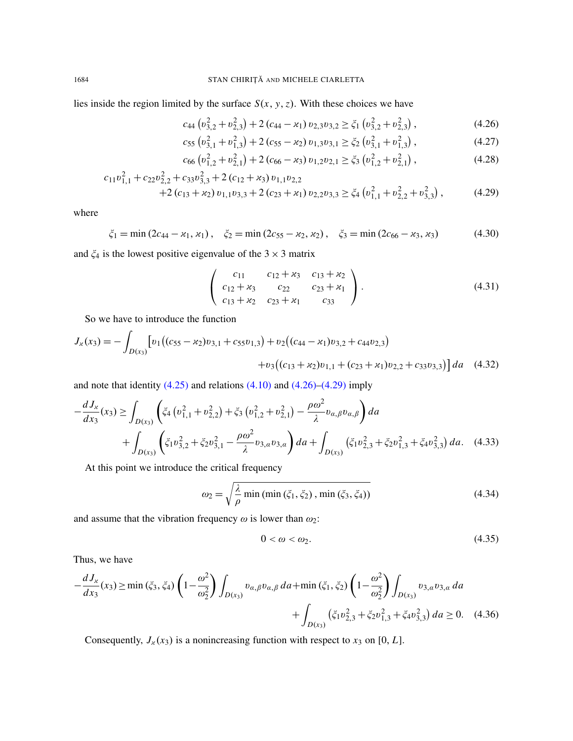lies inside the region limited by the surface $S(x, y, z)$. With these choices we have

$$c_{44}\left(v_{3,2}^2+v_{2,3}^2\right)+2\left(c_{44}-\varkappa_1\right)v_{2,3}v_{3,2}\geq \xi_1\left(v_{3,2}^2+v_{2,3}^2\right), \tag{4.26}$$

$$c_{55}\left(v_{3,1}^2+v_{1,3}^2\right)+2\left(c_{55}-\varkappa_2\right)v_{1,3}v_{3,1}\geq \xi_2\left(v_{3,1}^2+v_{1,3}^2\right), \tag{4.27}$$

$$c_{66}\left(v_{1,2}^2+v_{2,1}^2\right)+2\left(c_{66}-\varkappa_3\right)v_{1,2}v_{2,1}\geq \xi_3\left(v_{1,2}^2+v_{2,1}^2\right), \tag{4.28}$$

$$\begin{aligned} c_{11}v_{1,1}^2+c_{22}v_{2,2}^2+c_{33}v_{3,3}^2+2\left(c_{12}+\varkappa_3\right)v_{1,1}v_{2,2}& \\ +2\left(c_{13}+\varkappa_2\right)v_{1,1}v_{3,3}+2\left(c_{23}+\varkappa_1\right)v_{2,2}v_{3,3}&\geq \xi_4\left(v_{1,1}^2+v_{2,2}^2+v_{3,3}^2\right), \end{aligned} \tag{4.29}$$

where

$$\xi_1=\min\left(2c_{44}-\varkappa_1,\varkappa_1\right),\quad \xi_2=\min\left(2c_{55}-\varkappa_2,\varkappa_2\right),\quad \xi_3=\min\left(2c_{66}-\varkappa_3,\varkappa_3\right) \tag{4.30}$$

and $\xi_4$ is the lowest positive eigenvalue of the $3\times 3$ matrix

$$\begin{pmatrix} c_{11} & c_{12}+\varkappa_3 & c_{13}+\varkappa_2 \\ c_{12}+\varkappa_3 & c_{22} & c_{23}+\varkappa_1 \\ c_{13}+\varkappa_2 & c_{23}+\varkappa_1 & c_{33} \end{pmatrix}. \tag{4.31}$$

So we have to introduce the function

$$\begin{aligned} J_\varkappa(x_3)=-\int_{D(x_3)}\Big[&v_1\big((c_{55}-\varkappa_2)v_{3,1}+c_{55}v_{1,3}\big)+v_2\big((c_{44}-\varkappa_1)v_{3,2}+c_{44}v_{2,3}\big) \\ &+v_3\big((c_{13}+\varkappa_2)v_{1,1}+(c_{23}+\varkappa_1)v_{2,2}+c_{33}v_{3,3}\big)\Big]\,da \end{aligned} \tag{4.32}$$

and note that identity (4.25) and relations (4.10) and (4.26)–(4.29) imply

$$\begin{aligned} -\frac{dJ_\varkappa}{dx_3}(x_3)\geq &\int_{D(x_3)}\left(\xi_4\left(v_{1,1}^2+v_{2,2}^2\right)+\xi_3\left(v_{1,2}^2+v_{2,1}^2\right)-\frac{\rho\omega^2}{\lambda}v_{\alpha,\beta}v_{\alpha,\beta}\right)da \\ &+\int_{D(x_3)}\left(\xi_1 v_{3,2}^2+\xi_2 v_{3,1}^2-\frac{\rho\omega^2}{\lambda}v_{3,\alpha}v_{3,\alpha}\right)da+\int_{D(x_3)}\left(\xi_1 v_{2,3}^2+\xi_2 v_{1,3}^2+\xi_4 v_{3,3}^2\right)da. \end{aligned} \tag{4.33}$$

At this point we introduce the critical frequency

$$\omega_2=\sqrt{\frac{\lambda}{\rho}\min\left(\min\left(\xi_1,\xi_2\right),\min\left(\xi_3,\xi_4\right)\right)} \tag{4.34}$$

and assume that the vibration frequency $\omega$ is lower than $\omega_2$:

$$0<\omega<\omega_2. \tag{4.35}$$

Thus, we have

$$\begin{aligned} -\frac{dJ_\varkappa}{dx_3}(x_3)\geq \min\left(\xi_3,\xi_4\right)\left(1-\frac{\omega^2}{\omega_2^2}\right)\int_{D(x_3)}v_{\alpha,\beta}v_{\alpha,\beta}\,da+\min\left(\xi_1,\xi_2\right)\left(1-\frac{\omega^2}{\omega_2^2}\right)\int_{D(x_3)}v_{3,\alpha}v_{3,\alpha}\,da& \\ +\int_{D(x_3)}\left(\xi_1 v_{2,3}^2+\xi_2 v_{1,3}^2+\xi_4 v_{3,3}^2\right)da\geq 0.& \end{aligned} \tag{4.36}$$

Consequently, $J_\varkappa(x_3)$ is a nonincreasing function with respect to $x_3$ on $[0, L]$.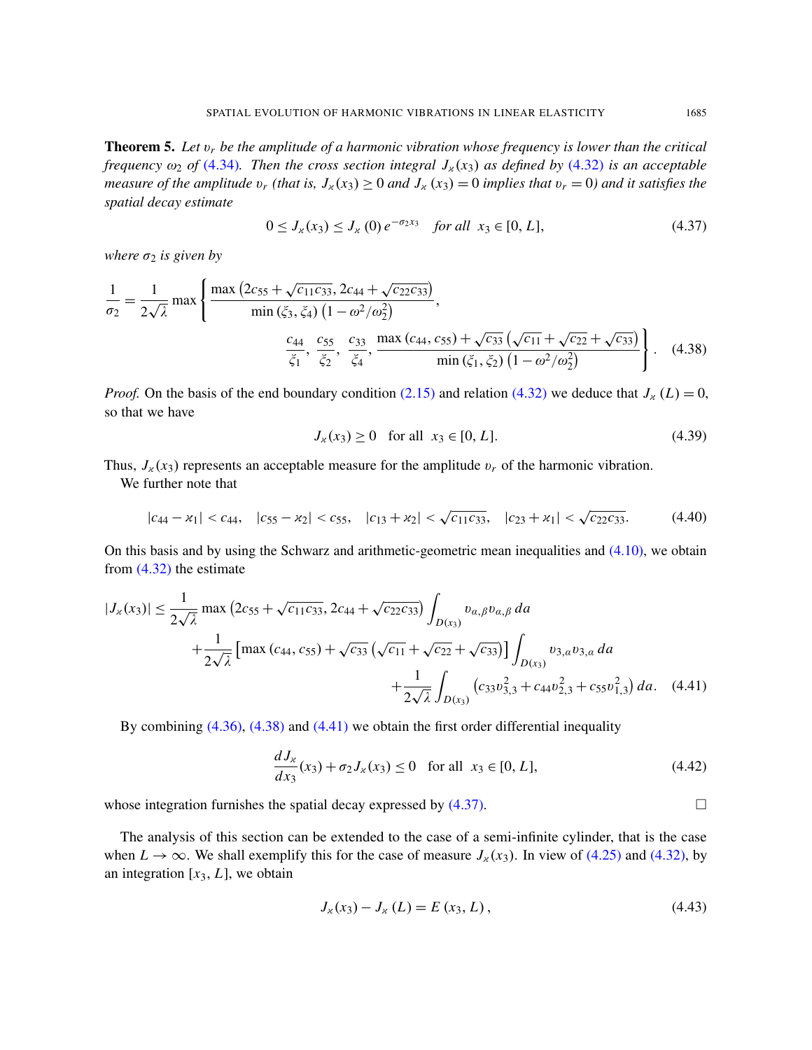**Theorem 5.** *Let $v_r$ be the amplitude of a harmonic vibration whose frequency is lower than the critical frequency $\omega_2$ of (4.34). Then the cross section integral $J_\varkappa(x_3)$ as defined by (4.32) is an acceptable measure of the amplitude $v_r$ (that is, $J_\varkappa(x_3) \geq 0$ and $J_\varkappa(x_3) = 0$ implies that $v_r = 0$) and it satisfies the spatial decay estimate*

$$0 \leq J_\varkappa(x_3) \leq J_\varkappa(0)\, e^{-\sigma_2 x_3} \quad \textit{for all } \; x_3 \in [0, L], \tag{4.37}$$

*where $\sigma_2$ is given by*

$$\frac{1}{\sigma_2} = \frac{1}{2\sqrt{\lambda}} \max\left\{ \frac{\max\left(2c_{55} + \sqrt{c_{11}c_{33}},\, 2c_{44} + \sqrt{c_{22}c_{33}}\right)}{\min\left(\xi_3, \xi_4\right)\left(1 - \omega^2/\omega_2^2\right)}, \right.$$
$$\left. \frac{c_{44}}{\xi_1},\, \frac{c_{55}}{\xi_2},\, \frac{c_{33}}{\xi_4},\, \frac{\max\left(c_{44}, c_{55}\right) + \sqrt{c_{33}}\left(\sqrt{c_{11}} + \sqrt{c_{22}} + \sqrt{c_{33}}\right)}{\min\left(\xi_1, \xi_2\right)\left(1 - \omega^2/\omega_2^2\right)} \right\}. \tag{4.38}$$

*Proof.* On the basis of the end boundary condition (2.15) and relation (4.32) we deduce that $J_\varkappa(L) = 0$, so that we have

$$J_\varkappa(x_3) \geq 0 \quad \text{for all } \; x_3 \in [0, L]. \tag{4.39}$$

Thus, $J_\varkappa(x_3)$ represents an acceptable measure for the amplitude $v_r$ of the harmonic vibration.

We further note that

$$|c_{44} - \varkappa_1| < c_{44}, \quad |c_{55} - \varkappa_2| < c_{55}, \quad |c_{13} + \varkappa_2| < \sqrt{c_{11}c_{33}}, \quad |c_{23} + \varkappa_1| < \sqrt{c_{22}c_{33}}. \tag{4.40}$$

On this basis and by using the Schwarz and arithmetic-geometric mean inequalities and (4.10), we obtain from (4.32) the estimate

$$\begin{aligned} |J_\varkappa(x_3)| \leq{}& \frac{1}{2\sqrt{\lambda}} \max\left(2c_{55} + \sqrt{c_{11}c_{33}},\, 2c_{44} + \sqrt{c_{22}c_{33}}\right) \int_{D(x_3)} v_{\alpha,\beta} v_{\alpha,\beta}\, da \\ &+ \frac{1}{2\sqrt{\lambda}}\left[\max\left(c_{44}, c_{55}\right) + \sqrt{c_{33}}\left(\sqrt{c_{11}} + \sqrt{c_{22}} + \sqrt{c_{33}}\right)\right] \int_{D(x_3)} v_{3,\alpha} v_{3,\alpha}\, da \\ &+ \frac{1}{2\sqrt{\lambda}} \int_{D(x_3)} \left(c_{33} v_{3,3}^2 + c_{44} v_{2,3}^2 + c_{55} v_{1,3}^2\right) da. \end{aligned} \tag{4.41}$$

By combining (4.36), (4.38) and (4.41) we obtain the first order differential inequality

$$\frac{dJ_\varkappa}{dx_3}(x_3) + \sigma_2 J_\varkappa(x_3) \leq 0 \quad \text{for all } \; x_3 \in [0, L], \tag{4.42}$$

whose integration furnishes the spatial decay expressed by (4.37). □

The analysis of this section can be extended to the case of a semi-infinite cylinder, that is the case when $L \to \infty$. We shall exemplify this for the case of measure $J_\varkappa(x_3)$. In view of (4.25) and (4.32), by an integration $[x_3, L]$, we obtain

$$J_\varkappa(x_3) - J_\varkappa(L) = E\left(x_3, L\right), \tag{4.43}$$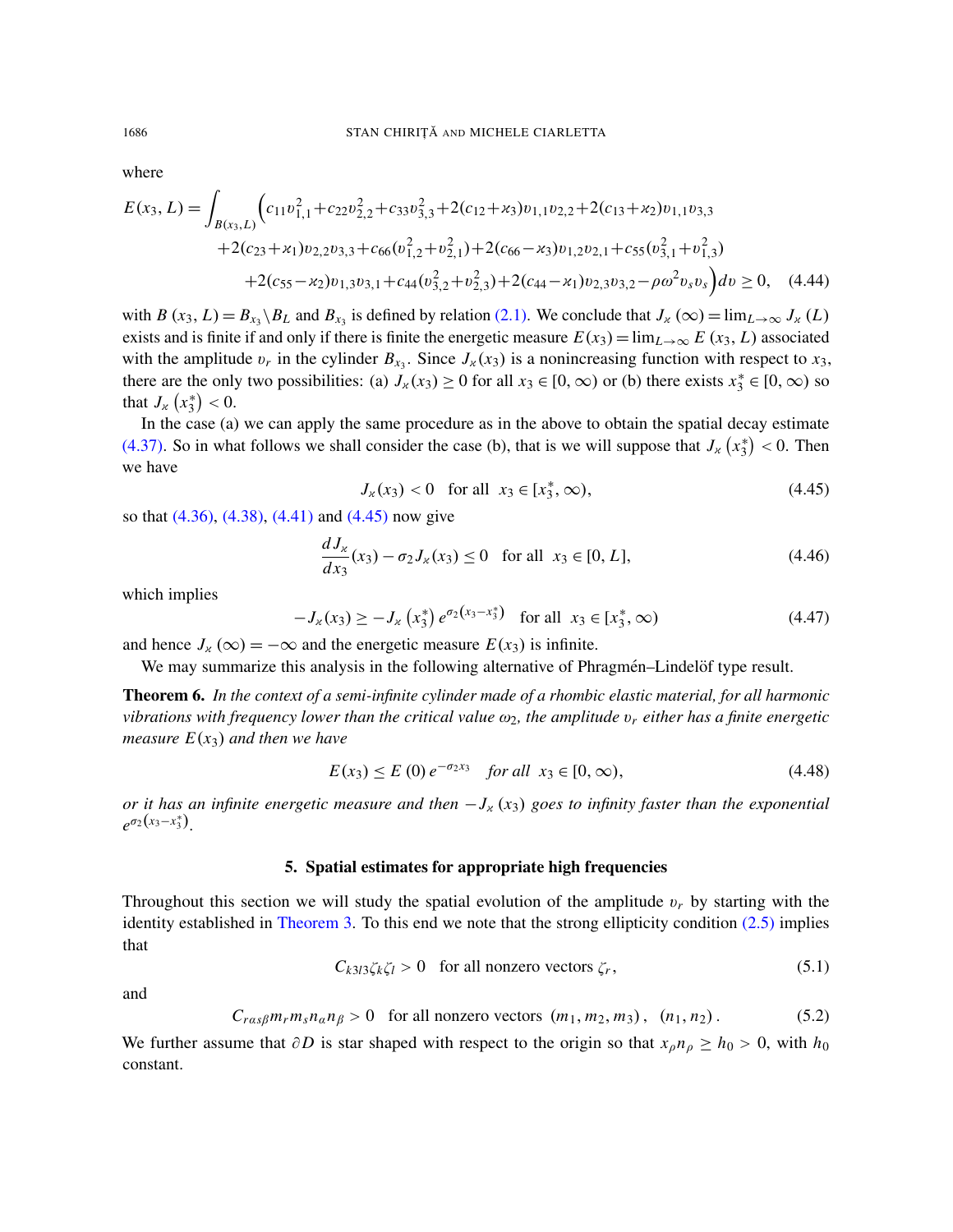where

$$E(x_3, L) = \int_{B(x_3,L)} \Big( c_{11}v_{1,1}^2 + c_{22}v_{2,2}^2 + c_{33}v_{3,3}^2 + 2(c_{12}+\varkappa_3)v_{1,1}v_{2,2} + 2(c_{13}+\varkappa_2)v_{1,1}v_{3,3}$$
$$+2(c_{23}+\varkappa_1)v_{2,2}v_{3,3} + c_{66}(v_{1,2}^2+v_{2,1}^2) + 2(c_{66}-\varkappa_3)v_{1,2}v_{2,1} + c_{55}(v_{3,1}^2+v_{1,3}^2)$$
$$+2(c_{55}-\varkappa_2)v_{1,3}v_{3,1} + c_{44}(v_{3,2}^2+v_{2,3}^2) + 2(c_{44}-\varkappa_1)v_{2,3}v_{3,2} - \rho\omega^2 v_s v_s \Big) dv \geq 0, \quad (4.44)$$

with $B(x_3, L) = B_{x_3} \backslash B_L$ and $B_{x_3}$ is defined by relation (2.1). We conclude that $J_\varkappa(\infty) = \lim_{L\to\infty} J_\varkappa(L)$ exists and is finite if and only if there is finite the energetic measure $E(x_3) = \lim_{L\to\infty} E(x_3, L)$ associated with the amplitude $v_r$ in the cylinder $B_{x_3}$. Since $J_\varkappa(x_3)$ is a nonincreasing function with respect to $x_3$, there are the only two possibilities: (a) $J_\varkappa(x_3) \geq 0$ for all $x_3 \in [0, \infty)$ or (b) there exists $x_3^* \in [0, \infty)$ so that $J_\varkappa(x_3^*) < 0$.

In the case (a) we can apply the same procedure as in the above to obtain the spatial decay estimate (4.37). So in what follows we shall consider the case (b), that is we will suppose that $J_\varkappa(x_3^*) < 0$. Then we have

$$J_\varkappa(x_3) < 0 \quad \text{for all } x_3 \in [x_3^*, \infty), \quad (4.45)$$

so that (4.36), (4.38), (4.41) and (4.45) now give

$$\frac{dJ_\varkappa}{dx_3}(x_3) - \sigma_2 J_\varkappa(x_3) \leq 0 \quad \text{for all } x_3 \in [0, L], \quad (4.46)$$

which implies

$$-J_\varkappa(x_3) \geq -J_\varkappa(x_3^*)\, e^{\sigma_2(x_3 - x_3^*)} \quad \text{for all } x_3 \in [x_3^*, \infty) \quad (4.47)$$

and hence $J_\varkappa(\infty) = -\infty$ and the energetic measure $E(x_3)$ is infinite.

We may summarize this analysis in the following alternative of Phragmén–Lindelöf type result.

**Theorem 6.** *In the context of a semi-infinite cylinder made of a rhombic elastic material, for all harmonic vibrations with frequency lower than the critical value $\omega_2$, the amplitude $v_r$ either has a finite energetic measure $E(x_3)$ and then we have*

$$E(x_3) \leq E(0)\, e^{-\sigma_2 x_3} \quad \textit{for all } x_3 \in [0, \infty), \quad (4.48)$$

*or it has an infinite energetic measure and then $-J_\varkappa(x_3)$ goes to infinity faster than the exponential $e^{\sigma_2(x_3 - x_3^*)}$.*

## 5. Spatial estimates for appropriate high frequencies

Throughout this section we will study the spatial evolution of the amplitude $v_r$ by starting with the identity established in Theorem 3. To this end we note that the strong ellipticity condition (2.5) implies that

$$C_{k3l3}\zeta_k\zeta_l > 0 \quad \text{for all nonzero vectors } \zeta_r, \quad (5.1)$$

and

$$C_{ras\beta} m_r m_s n_\alpha n_\beta > 0 \quad \text{for all nonzero vectors } (m_1, m_2, m_3), \ (n_1, n_2). \quad (5.2)$$

We further assume that $\partial D$ is star shaped with respect to the origin so that $x_\rho n_\rho \geq h_0 > 0$, with $h_0$ constant.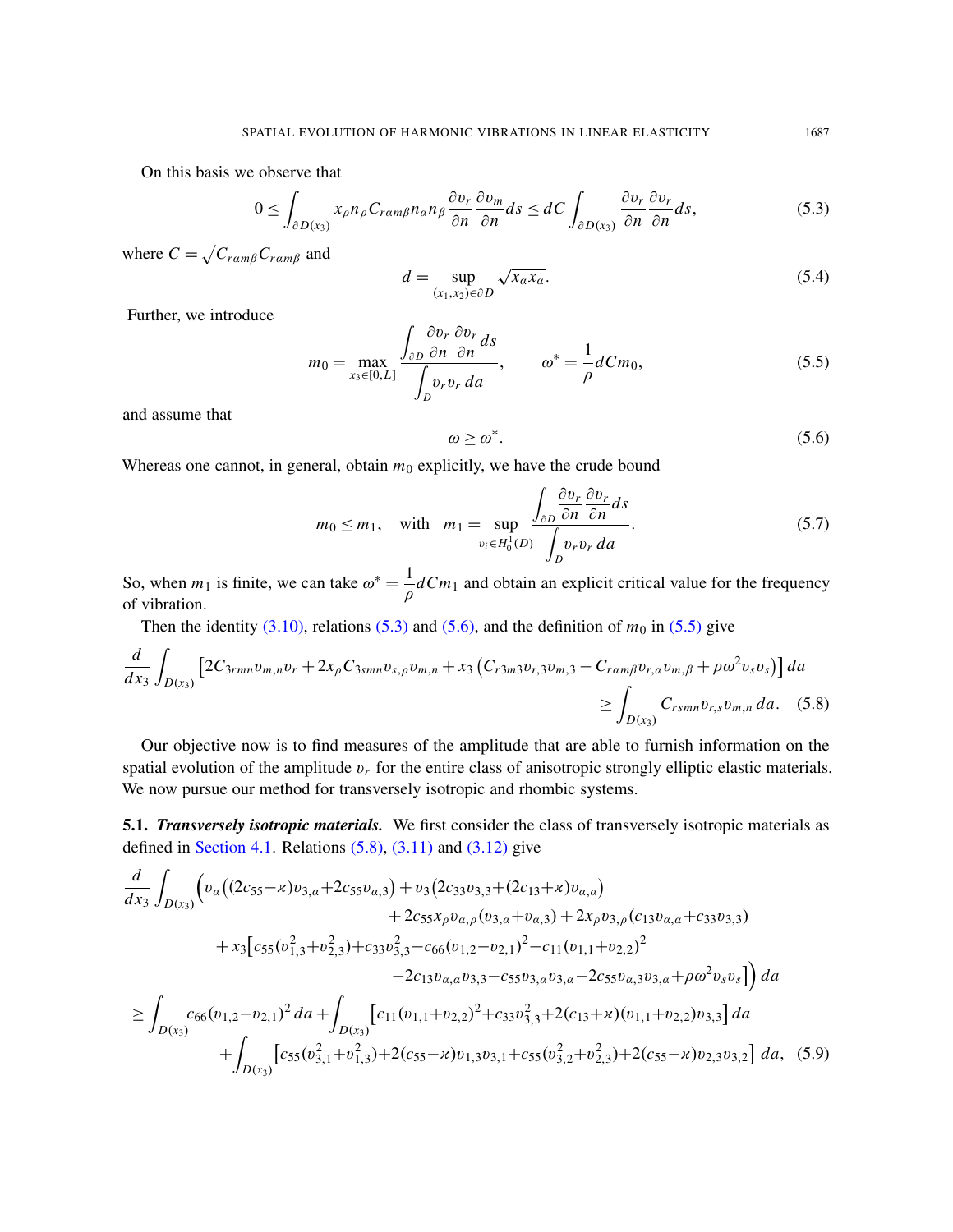On this basis we observe that

$$0 \le \int_{\partial D(x_3)} x_\rho n_\rho C_{ram\beta} n_\alpha n_\beta \frac{\partial v_r}{\partial n}\frac{\partial v_m}{\partial n} ds \le dC \int_{\partial D(x_3)} \frac{\partial v_r}{\partial n}\frac{\partial v_r}{\partial n} ds, \tag{5.3}$$

where $C = \sqrt{C_{ram\beta}C_{ram\beta}}$ and

$$d = \sup_{(x_1,x_2)\in\partial D} \sqrt{x_\alpha x_\alpha}. \tag{5.4}$$

Further, we introduce

$$m_0 = \max_{x_3\in[0,L]} \frac{\displaystyle\int_{\partial D} \frac{\partial v_r}{\partial n}\frac{\partial v_r}{\partial n} ds}{\displaystyle\int_D v_r v_r \, da}, \qquad \omega^* = \frac{1}{\rho} dC m_0, \tag{5.5}$$

and assume that

$$\omega \ge \omega^*. \tag{5.6}$$

Whereas one cannot, in general, obtain $m_0$ explicitly, we have the crude bound

$$m_0 \le m_1, \quad \text{with} \quad m_1 = \sup_{v_i\in H_0^1(D)} \frac{\displaystyle\int_{\partial D} \frac{\partial v_r}{\partial n}\frac{\partial v_r}{\partial n} ds}{\displaystyle\int_D v_r v_r \, da}. \tag{5.7}$$

So, when $m_1$ is finite, we can take $\omega^* = \dfrac{1}{\rho} dC m_1$ and obtain an explicit critical value for the frequency of vibration.

Then the identity (3.10), relations (5.3) and (5.6), and the definition of $m_0$ in (5.5) give

$$\frac{d}{dx_3}\int_{D(x_3)} \left[2C_{3rmn}v_{m,n}v_r + 2x_\rho C_{3smn}v_{s,\rho}v_{m,n} + x_3\left(C_{r3m3}v_{r,3}v_{m,3} - C_{ram\beta}v_{r,\alpha}v_{m,\beta} + \rho\omega^2 v_s v_s\right)\right] da \ge \int_{D(x_3)} C_{rsmn}v_{r,s}v_{m,n}\, da. \tag{5.8}$$

Our objective now is to find measures of the amplitude that are able to furnish information on the spatial evolution of the amplitude $v_r$ for the entire class of anisotropic strongly elliptic elastic materials. We now pursue our method for transversely isotropic and rhombic systems.

**5.1.** ***Transversely isotropic materials.*** We first consider the class of transversely isotropic materials as defined in Section 4.1. Relations (5.8), (3.11) and (3.12) give

$$\begin{aligned}
\frac{d}{dx_3}\int_{D(x_3)} \Big( & v_\alpha\big((2c_{55}-\varkappa)v_{3,\alpha} + 2c_{55}v_{\alpha,3}\big) + v_3\big(2c_{33}v_{3,3} + (2c_{13}+\varkappa)v_{\alpha,\alpha}\big) \\
& + 2c_{55}x_\rho v_{\alpha,\rho}(v_{3,\alpha}+v_{\alpha,3}) + 2x_\rho v_{3,\rho}(c_{13}v_{\alpha,\alpha} + c_{33}v_{3,3}) \\
& + x_3\big[c_{55}(v_{1,3}^2+v_{2,3}^2) + c_{33}v_{3,3}^2 - c_{66}(v_{1,2}-v_{2,1})^2 - c_{11}(v_{1,1}+v_{2,2})^2 \\
& \qquad - 2c_{13}v_{\alpha,\alpha}v_{3,3} - c_{55}v_{3,\alpha}v_{3,\alpha} - 2c_{55}v_{\alpha,3}v_{3,\alpha} + \rho\omega^2 v_s v_s\big]\Big)\, da \\
\ge \int_{D(x_3)} & c_{66}(v_{1,2}-v_{2,1})^2\, da + \int_{D(x_3)} \big[c_{11}(v_{1,1}+v_{2,2})^2 + c_{33}v_{3,3}^2 + 2(c_{13}+\varkappa)(v_{1,1}+v_{2,2})v_{3,3}\big]\, da \\
& + \int_{D(x_3)} \big[c_{55}(v_{3,1}^2+v_{1,3}^2) + 2(c_{55}-\varkappa)v_{1,3}v_{3,1} + c_{55}(v_{3,2}^2+v_{2,3}^2) + 2(c_{55}-\varkappa)v_{2,3}v_{3,2}\big]\, da,
\end{aligned} \tag{5.9}$$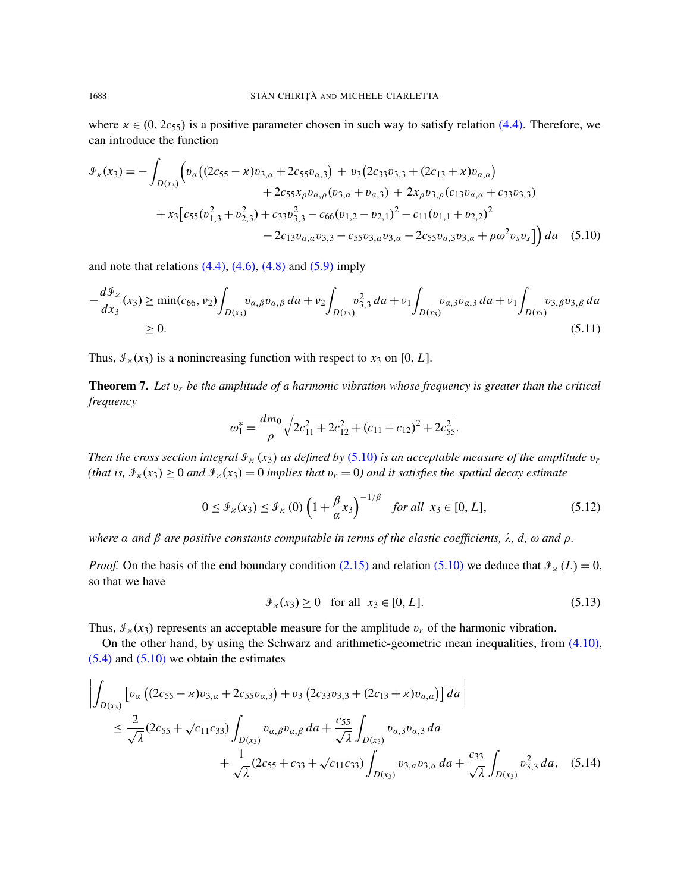where $\varkappa \in (0, 2c_{55})$ is a positive parameter chosen in such way to satisfy relation (4.4). Therefore, we can introduce the function

$$
\begin{aligned}
\mathcal{I}_\varkappa(x_3) = -\int_{D(x_3)} \Big( & v_\alpha\big((2c_{55}-\varkappa)v_{3,\alpha} + 2c_{55}v_{\alpha,3}\big) + v_3\big(2c_{33}v_{3,3} + (2c_{13}+\varkappa)v_{\alpha,\alpha}\big) \\
& + 2c_{55}x_\rho v_{\alpha,\rho}(v_{3,\alpha}+v_{\alpha,3}) + 2x_\rho v_{3,\rho}(c_{13}v_{\alpha,\alpha}+c_{33}v_{3,3}) \\
& + x_3\big[c_{55}(v_{1,3}^2+v_{2,3}^2) + c_{33}v_{3,3}^2 - c_{66}(v_{1,2}-v_{2,1})^2 - c_{11}(v_{1,1}+v_{2,2})^2 \\
& - 2c_{13}v_{\alpha,\alpha}v_{3,3} - c_{55}v_{3,\alpha}v_{3,\alpha} - 2c_{55}v_{\alpha,3}v_{3,\alpha} + \rho\omega^2 v_s v_s\big]\Big)\, da \qquad (5.10)
\end{aligned}
$$

and note that relations (4.4), (4.6), (4.8) and (5.9) imply

$$
\begin{aligned}
-\frac{d\mathcal{I}_\varkappa}{dx_3}(x_3) \geq \min(c_{66}, \nu_2)\int_{D(x_3)} v_{\alpha,\beta}v_{\alpha,\beta}\, da + \nu_2\int_{D(x_3)} v_{3,3}^2\, da + \nu_1\int_{D(x_3)} v_{\alpha,3}v_{\alpha,3}\, da + \nu_1\int_{D(x_3)} v_{3,\beta}v_{3,\beta}\, da \\
\geq 0. \qquad (5.11)
\end{aligned}
$$

Thus, $\mathcal{I}_\varkappa(x_3)$ is a nonincreasing function with respect to $x_3$ on $[0, L]$.

**Theorem 7.** *Let $v_r$ be the amplitude of a harmonic vibration whose frequency is greater than the critical frequency*

$$\omega_1^* = \frac{dm_0}{\rho}\sqrt{2c_{11}^2 + 2c_{12}^2 + (c_{11}-c_{12})^2 + 2c_{55}^2}.$$

*Then the cross section integral $\mathcal{I}_\varkappa(x_3)$ as defined by (5.10) is an acceptable measure of the amplitude $v_r$ (that is, $\mathcal{I}_\varkappa(x_3) \geq 0$ and $\mathcal{I}_\varkappa(x_3) = 0$ implies that $v_r = 0$) and it satisfies the spatial decay estimate*

$$0 \leq \mathcal{I}_\varkappa(x_3) \leq \mathcal{I}_\varkappa(0)\left(1 + \frac{\beta}{\alpha}x_3\right)^{-1/\beta} \quad \textit{for all}\;\; x_3 \in [0, L], \qquad (5.12)$$

*where $\alpha$ and $\beta$ are positive constants computable in terms of the elastic coefficients, $\lambda$, $d$, $\omega$ and $\rho$.*

*Proof.* On the basis of the end boundary condition (2.15) and relation (5.10) we deduce that $\mathcal{I}_\varkappa(L) = 0$, so that we have

$$\mathcal{I}_\varkappa(x_3) \geq 0 \quad \text{for all}\;\; x_3 \in [0, L]. \qquad (5.13)$$

Thus, $\mathcal{I}_\varkappa(x_3)$ represents an acceptable measure for the amplitude $v_r$ of the harmonic vibration.

On the other hand, by using the Schwarz and arithmetic-geometric mean inequalities, from (4.10), (5.4) and (5.10) we obtain the estimates

$$
\begin{aligned}
\left|\int_{D(x_3)}\left[v_\alpha\left((2c_{55}-\varkappa)v_{3,\alpha} + 2c_{55}v_{\alpha,3}\right) + v_3\left(2c_{33}v_{3,3} + (2c_{13}+\varkappa)v_{\alpha,\alpha}\right)\right] da\,\right| \\
\leq \frac{2}{\sqrt{\lambda}}(2c_{55} + \sqrt{c_{11}c_{33}})\int_{D(x_3)} v_{\alpha,\beta}v_{\alpha,\beta}\, da + \frac{c_{55}}{\sqrt{\lambda}}\int_{D(x_3)} v_{\alpha,3}v_{\alpha,3}\, da \\
+ \frac{1}{\sqrt{\lambda}}(2c_{55} + c_{33} + \sqrt{c_{11}c_{33}})\int_{D(x_3)} v_{3,\alpha}v_{3,\alpha}\, da + \frac{c_{33}}{\sqrt{\lambda}}\int_{D(x_3)} v_{3,3}^2\, da, \qquad (5.14)
\end{aligned}
$$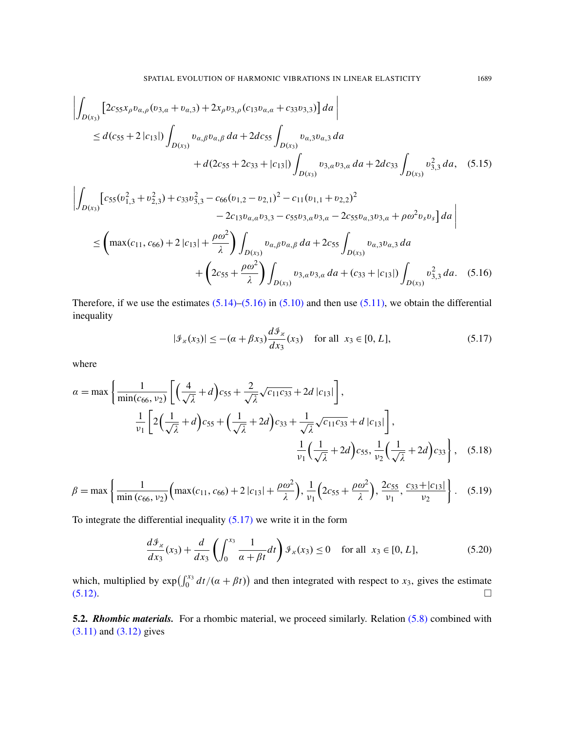$$
\begin{aligned}
\left| \int_{D(x_3)} \left[ 2c_{55} x_\rho v_{\alpha,\rho}(v_{3,\alpha} + v_{\alpha,3}) + 2x_\rho v_{3,\rho}(c_{13} v_{\alpha,\alpha} + c_{33} v_{3,3}) \right] da \right| \\
\leq d(c_{55} + 2\,|c_{13}|) \int_{D(x_3)} v_{\alpha,\beta} v_{\alpha,\beta}\, da + 2dc_{55} \int_{D(x_3)} v_{\alpha,3} v_{\alpha,3}\, da \\
+ d(2c_{55} + 2c_{33} + |c_{13}|) \int_{D(x_3)} v_{3,\alpha} v_{3,\alpha}\, da + 2dc_{33} \int_{D(x_3)} v_{3,3}^2\, da, \quad (5.15)
\end{aligned}
$$

$$
\begin{aligned}
\Bigg| \int_{D(x_3)} \Big[ c_{55}(v_{1,3}^2 + v_{2,3}^2) + c_{33} v_{3,3}^2 - c_{66}(v_{1,2} - v_{2,1})^2 - c_{11}(v_{1,1} + v_{2,2})^2 \\
- 2c_{13} v_{\alpha,\alpha} v_{3,3} - c_{55} v_{3,\alpha} v_{3,\alpha} - 2c_{55} v_{\alpha,3} v_{3,\alpha} + \rho\omega^2 v_s v_s \Big]\, da \Bigg| \\
\leq \left( \max(c_{11}, c_{66}) + 2\,|c_{13}| + \frac{\rho\omega^2}{\lambda} \right) \int_{D(x_3)} v_{\alpha,\beta} v_{\alpha,\beta}\, da + 2c_{55} \int_{D(x_3)} v_{\alpha,3} v_{\alpha,3}\, da \\
+ \left( 2c_{55} + \frac{\rho\omega^2}{\lambda} \right) \int_{D(x_3)} v_{3,\alpha} v_{3,\alpha}\, da + (c_{33} + |c_{13}|) \int_{D(x_3)} v_{3,3}^2\, da. \quad (5.16)
\end{aligned}
$$

Therefore, if we use the estimates (5.14)–(5.16) in (5.10) and then use (5.11), we obtain the differential inequality

$$
|\mathcal{I}_\varkappa(x_3)| \leq -(\alpha + \beta x_3) \frac{d\mathcal{I}_\varkappa}{dx_3}(x_3) \quad \text{for all } x_3 \in [0, L], \quad (5.17)
$$

where

$$
\begin{aligned}
\alpha = \max \Bigg\{ \frac{1}{\min(c_{66}, \nu_2)} \left[ \left( \frac{4}{\sqrt{\lambda}} + d \right) c_{55} + \frac{2}{\sqrt{\lambda}} \sqrt{c_{11} c_{33}} + 2d\,|c_{13}| \right], \\
\frac{1}{\nu_1} \left[ 2\left( \frac{1}{\sqrt{\lambda}} + d \right) c_{55} + \left( \frac{1}{\sqrt{\lambda}} + 2d \right) c_{33} + \frac{1}{\sqrt{\lambda}} \sqrt{c_{11} c_{33}} + d\,|c_{13}| \right], \\
\frac{1}{\nu_1} \left( \frac{1}{\sqrt{\lambda}} + 2d \right) c_{55},\ \frac{1}{\nu_2} \left( \frac{1}{\sqrt{\lambda}} + 2d \right) c_{33} \Bigg\}, \quad (5.18)
\end{aligned}
$$

$$
\beta = \max \left\{ \frac{1}{\min(c_{66}, \nu_2)} \left( \max(c_{11}, c_{66}) + 2\,|c_{13}| + \frac{\rho\omega^2}{\lambda} \right),\ \frac{1}{\nu_1} \left( 2c_{55} + \frac{\rho\omega^2}{\lambda} \right),\ \frac{2c_{55}}{\nu_1},\ \frac{c_{33} + |c_{13}|}{\nu_2} \right\}. \quad (5.19)
$$

To integrate the differential inequality (5.17) we write it in the form

$$
\frac{d\mathcal{I}_\varkappa}{dx_3}(x_3) + \frac{d}{dx_3} \left( \int_0^{x_3} \frac{1}{\alpha + \beta t}\, dt \right) \mathcal{I}_\varkappa(x_3) \leq 0 \quad \text{for all } x_3 \in [0, L], \quad (5.20)
$$

which, multiplied by $\exp\bigl(\int_0^{x_3} dt/(\alpha + \beta t)\bigr)$ and then integrated with respect to $x_3$, gives the estimate (5.12). □

**5.2.** ***Rhombic materials.*** For a rhombic material, we proceed similarly. Relation (5.8) combined with (3.11) and (3.12) gives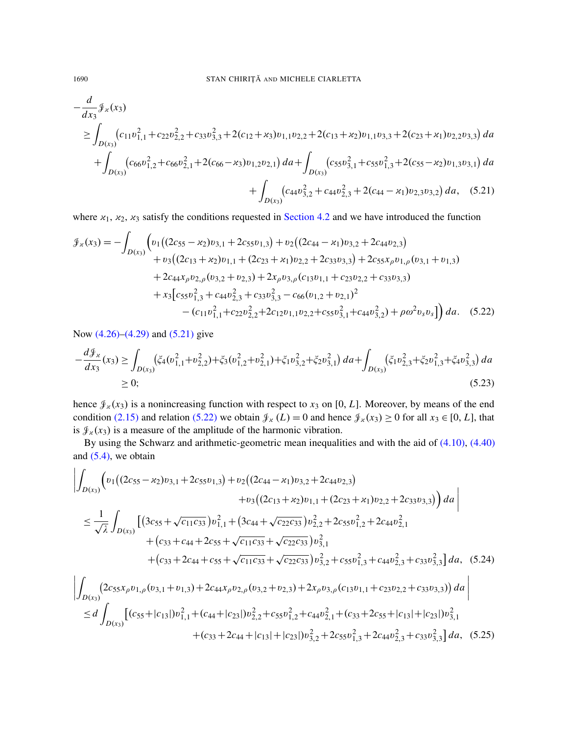$$
\begin{aligned}
-\frac{d}{dx_3}\mathcal{J}_\varkappa(x_3) \geq & \int_{D(x_3)} \big(c_{11}v_{1,1}^2+c_{22}v_{2,2}^2+c_{33}v_{3,3}^2+2(c_{12}+\varkappa_3)v_{1,1}v_{2,2}+2(c_{13}+\varkappa_2)v_{1,1}v_{3,3}+2(c_{23}+\varkappa_1)v_{2,2}v_{3,3}\big)\,da \\
& +\int_{D(x_3)}\big(c_{66}v_{1,2}^2+c_{66}v_{2,1}^2+2(c_{66}-\varkappa_3)v_{1,2}v_{2,1}\big)\,da+\int_{D(x_3)}\big(c_{55}v_{3,1}^2+c_{55}v_{1,3}^2+2(c_{55}-\varkappa_2)v_{1,3}v_{3,1}\big)\,da \\
& +\int_{D(x_3)}\big(c_{44}v_{3,2}^2+c_{44}v_{2,3}^2+2(c_{44}-\varkappa_1)v_{2,3}v_{3,2}\big)\,da, \quad (5.21)
\end{aligned}
$$

where $\varkappa_1$, $\varkappa_2$, $\varkappa_3$ satisfy the conditions requested in Section 4.2 and we have introduced the function

$$
\begin{aligned}
\mathcal{J}_\varkappa(x_3) = -\int_{D(x_3)} \Big( & v_1\big((2c_{55}-\varkappa_2)v_{3,1}+2c_{55}v_{1,3}\big)+v_2\big((2c_{44}-\varkappa_1)v_{3,2}+2c_{44}v_{2,3}\big) \\
& +v_3\big((2c_{13}+\varkappa_2)v_{1,1}+(2c_{23}+\varkappa_1)v_{2,2}+2c_{33}v_{3,3}\big)+2c_{55}x_\rho v_{1,\rho}(v_{3,1}+v_{1,3}) \\
& +2c_{44}x_\rho v_{2,\rho}(v_{3,2}+v_{2,3})+2x_\rho v_{3,\rho}(c_{13}v_{1,1}+c_{23}v_{2,2}+c_{33}v_{3,3}) \\
& +x_3\big[c_{55}v_{1,3}^2+c_{44}v_{2,3}^2+c_{33}v_{3,3}^2-c_{66}(v_{1,2}+v_{2,1})^2 \\
& \quad -(c_{11}v_{1,1}^2+c_{22}v_{2,2}^2+2c_{12}v_{1,1}v_{2,2}+c_{55}v_{3,1}^2+c_{44}v_{3,2}^2)+\rho\omega^2 v_s v_s\big]\Big)\,da. \quad (5.22)
\end{aligned}
$$

Now (4.26)–(4.29) and (5.21) give

$$
\begin{aligned}
-\frac{d\mathcal{J}_\varkappa}{dx_3}(x_3) \geq & \int_{D(x_3)}\big(\xi_4(v_{1,1}^2+v_{2,2}^2)+\xi_3(v_{1,2}^2+v_{2,1}^2)+\xi_1 v_{3,2}^2+\xi_2 v_{3,1}^2\big)\,da+\int_{D(x_3)}\big(\xi_1 v_{2,3}^2+\xi_2 v_{1,3}^2+\xi_4 v_{3,3}^2\big)\,da \\
\geq & \; 0; \quad (5.23)
\end{aligned}
$$

hence $\mathcal{J}_\varkappa(x_3)$ is a nonincreasing function with respect to $x_3$ on $[0, L]$. Moreover, by means of the end condition (2.15) and relation (5.22) we obtain $\mathcal{J}_\varkappa(L)=0$ and hence $\mathcal{J}_\varkappa(x_3)\geq 0$ for all $x_3\in[0,L]$, that is $\mathcal{J}_\varkappa(x_3)$ is a measure of the amplitude of the harmonic vibration.

By using the Schwarz and arithmetic-geometric mean inequalities and with the aid of (4.10), (4.40) and (5.4), we obtain

$$
\begin{aligned}
\bigg|\int_{D(x_3)} \Big( & v_1\big((2c_{55}-\varkappa_2)v_{3,1}+2c_{55}v_{1,3}\big)+v_2\big((2c_{44}-\varkappa_1)v_{3,2}+2c_{44}v_{2,3}\big) \\
& +v_3\big((2c_{13}+\varkappa_2)v_{1,1}+(2c_{23}+\varkappa_1)v_{2,2}+2c_{33}v_{3,3}\big)\Big)\,da\bigg| \\
\leq \frac{1}{\sqrt{\lambda}}\int_{D(x_3)} \Big[ & \big(3c_{55}+\sqrt{c_{11}c_{33}}\big)v_{1,1}^2+\big(3c_{44}+\sqrt{c_{22}c_{33}}\big)v_{2,2}^2+2c_{55}v_{1,2}^2+2c_{44}v_{2,1}^2 \\
& +\big(c_{33}+c_{44}+2c_{55}+\sqrt{c_{11}c_{33}}+\sqrt{c_{22}c_{33}}\big)v_{3,1}^2 \\
& +\big(c_{33}+2c_{44}+c_{55}+\sqrt{c_{11}c_{33}}+\sqrt{c_{22}c_{33}}\big)v_{3,2}^2+c_{55}v_{1,3}^2+c_{44}v_{2,3}^2+c_{33}v_{3,3}^2\Big]\,da, \quad (5.24)
\end{aligned}
$$

$$
\begin{aligned}
& \bigg|\int_{D(x_3)}\big(2c_{55}x_\rho v_{1,\rho}(v_{3,1}+v_{1,3})+2c_{44}x_\rho v_{2,\rho}(v_{3,2}+v_{2,3})+2x_\rho v_{3,\rho}(c_{13}v_{1,1}+c_{23}v_{2,2}+c_{33}v_{3,3})\big)\,da\bigg| \\
& \leq d\int_{D(x_3)}\big[(c_{55}+|c_{13}|)v_{1,1}^2+(c_{44}+|c_{23}|)v_{2,2}^2+c_{55}v_{1,2}^2+c_{44}v_{2,1}^2+(c_{33}+2c_{55}+|c_{13}|+|c_{23}|)v_{3,1}^2 \\
& \qquad +(c_{33}+2c_{44}+|c_{13}|+|c_{23}|)v_{3,2}^2+2c_{55}v_{1,3}^2+2c_{44}v_{2,3}^2+c_{33}v_{3,3}^2\big]\,da, \quad (5.25)
\end{aligned}
$$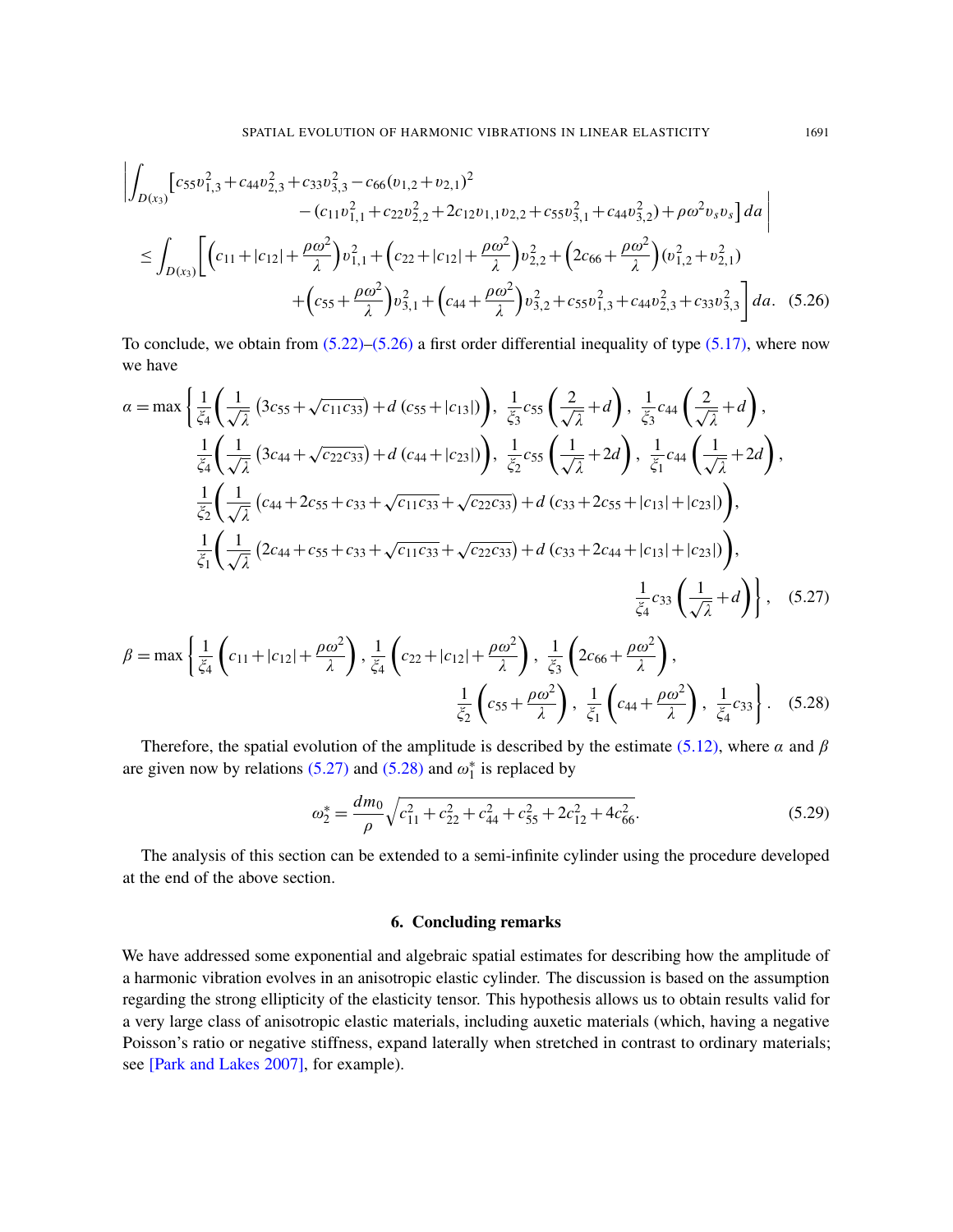$$
\begin{aligned}
&\left|\int_{D(x_3)} \big[c_{55}v_{1,3}^2 + c_{44}v_{2,3}^2 + c_{33}v_{3,3}^2 - c_{66}(v_{1,2}+v_{2,1})^2 \right. \\
&\qquad\qquad \left. - (c_{11}v_{1,1}^2 + c_{22}v_{2,2}^2 + 2c_{12}v_{1,1}v_{2,2} + c_{55}v_{3,1}^2 + c_{44}v_{3,2}^2) + \rho\omega^2 v_s v_s\big]\, da\right| \\
&\leq \int_{D(x_3)} \bigg[\Big(c_{11} + |c_{12}| + \frac{\rho\omega^2}{\lambda}\Big)v_{1,1}^2 + \Big(c_{22} + |c_{12}| + \frac{\rho\omega^2}{\lambda}\Big)v_{2,2}^2 + \Big(2c_{66} + \frac{\rho\omega^2}{\lambda}\Big)(v_{1,2}^2 + v_{2,1}^2) \\
&\qquad\qquad + \Big(c_{55} + \frac{\rho\omega^2}{\lambda}\Big)v_{3,1}^2 + \Big(c_{44} + \frac{\rho\omega^2}{\lambda}\Big)v_{3,2}^2 + c_{55}v_{1,3}^2 + c_{44}v_{2,3}^2 + c_{33}v_{3,3}^2\bigg]\, da. \quad (5.26)
\end{aligned}
$$

To conclude, we obtain from (5.22)–(5.26) a first order differential inequality of type (5.17), where now we have

$$
\begin{aligned}
\alpha = \max\bigg\{ &\frac{1}{\xi_4}\bigg(\frac{1}{\sqrt{\lambda}}\left(3c_{55} + \sqrt{c_{11}c_{33}}\right) + d\,(c_{55} + |c_{13}|)\bigg),\ \frac{1}{\xi_3}c_{55}\left(\frac{2}{\sqrt{\lambda}} + d\right),\ \frac{1}{\xi_3}c_{44}\left(\frac{2}{\sqrt{\lambda}} + d\right), \\
&\frac{1}{\xi_4}\bigg(\frac{1}{\sqrt{\lambda}}\left(3c_{44} + \sqrt{c_{22}c_{33}}\right) + d\,(c_{44} + |c_{23}|)\bigg),\ \frac{1}{\xi_2}c_{55}\left(\frac{1}{\sqrt{\lambda}} + 2d\right),\ \frac{1}{\xi_1}c_{44}\left(\frac{1}{\sqrt{\lambda}} + 2d\right), \\
&\frac{1}{\xi_2}\bigg(\frac{1}{\sqrt{\lambda}}\left(c_{44} + 2c_{55} + c_{33} + \sqrt{c_{11}c_{33}} + \sqrt{c_{22}c_{33}}\right) + d\,(c_{33} + 2c_{55} + |c_{13}| + |c_{23}|)\bigg), \\
&\frac{1}{\xi_1}\bigg(\frac{1}{\sqrt{\lambda}}\left(2c_{44} + c_{55} + c_{33} + \sqrt{c_{11}c_{33}} + \sqrt{c_{22}c_{33}}\right) + d\,(c_{33} + 2c_{44} + |c_{13}| + |c_{23}|)\bigg), \\
&\frac{1}{\xi_4}c_{33}\left(\frac{1}{\sqrt{\lambda}} + d\right)\bigg\}, \quad (5.27)
\end{aligned}
$$

$$
\begin{aligned}
\beta = \max\bigg\{ &\frac{1}{\xi_4}\left(c_{11} + |c_{12}| + \frac{\rho\omega^2}{\lambda}\right), \frac{1}{\xi_4}\left(c_{22} + |c_{12}| + \frac{\rho\omega^2}{\lambda}\right),\ \frac{1}{\xi_3}\left(2c_{66} + \frac{\rho\omega^2}{\lambda}\right), \\
&\frac{1}{\xi_2}\left(c_{55} + \frac{\rho\omega^2}{\lambda}\right),\ \frac{1}{\xi_1}\left(c_{44} + \frac{\rho\omega^2}{\lambda}\right),\ \frac{1}{\xi_4}c_{33}\bigg\}. \quad (5.28)
\end{aligned}
$$

Therefore, the spatial evolution of the amplitude is described by the estimate (5.12), where $\alpha$ and $\beta$ are given now by relations (5.27) and (5.28) and $\omega_1^*$ is replaced by

$$
\omega_2^* = \frac{dm_0}{\rho}\sqrt{c_{11}^2 + c_{22}^2 + c_{44}^2 + c_{55}^2 + 2c_{12}^2 + 4c_{66}^2}. \quad (5.29)
$$

The analysis of this section can be extended to a semi-infinite cylinder using the procedure developed at the end of the above section.

## 6. Concluding remarks

We have addressed some exponential and algebraic spatial estimates for describing how the amplitude of a harmonic vibration evolves in an anisotropic elastic cylinder. The discussion is based on the assumption regarding the strong ellipticity of the elasticity tensor. This hypothesis allows us to obtain results valid for a very large class of anisotropic elastic materials, including auxetic materials (which, having a negative Poisson's ratio or negative stiffness, expand laterally when stretched in contrast to ordinary materials; see [Park and Lakes 2007], for example).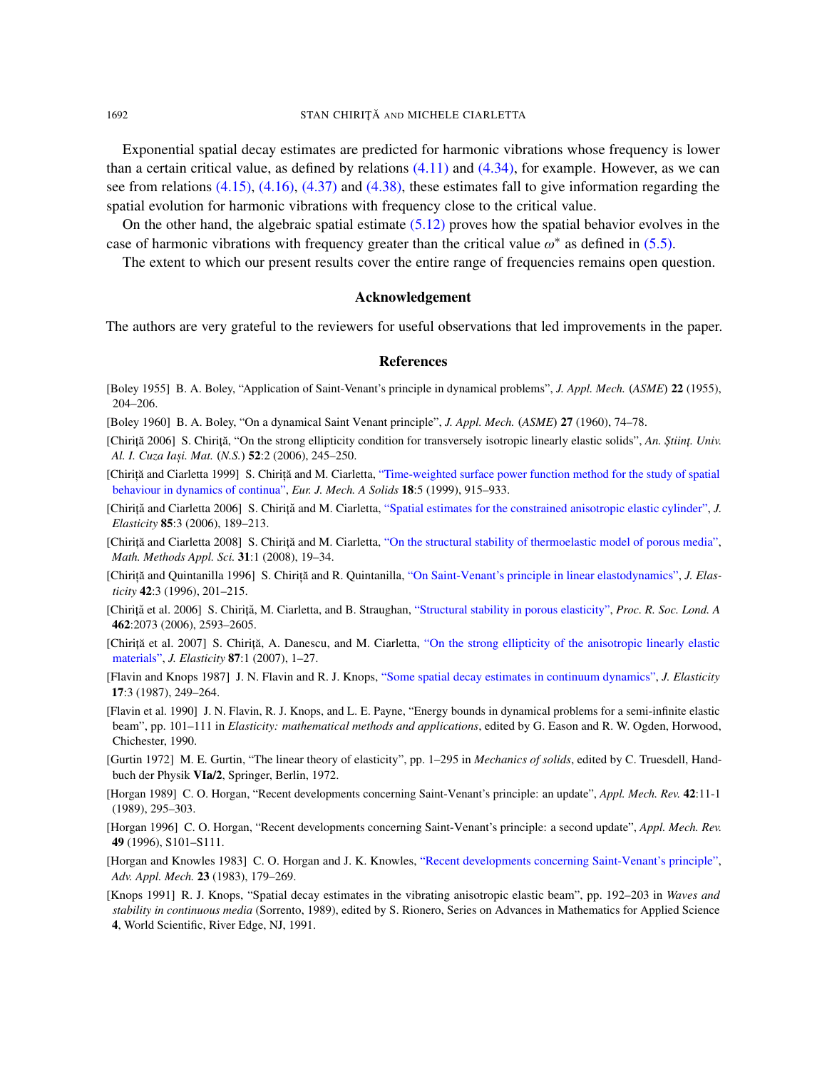Exponential spatial decay estimates are predicted for harmonic vibrations whose frequency is lower than a certain critical value, as defined by relations (4.11) and (4.34), for example. However, as we can see from relations (4.15), (4.16), (4.37) and (4.38), these estimates fall to give information regarding the spatial evolution for harmonic vibrations with frequency close to the critical value.

On the other hand, the algebraic spatial estimate (5.12) proves how the spatial behavior evolves in the case of harmonic vibrations with frequency greater than the critical value $\omega^*$ as defined in (5.5).

The extent to which our present results cover the entire range of frequencies remains open question.

## Acknowledgement

The authors are very grateful to the reviewers for useful observations that led improvements in the paper.

## References

[Boley 1955] B. A. Boley, "Application of Saint-Venant's principle in dynamical problems", *J. Appl. Mech.* (*ASME*) **22** (1955), 204–206.

[Boley 1960] B. A. Boley, "On a dynamical Saint Venant principle", *J. Appl. Mech.* (*ASME*) **27** (1960), 74–78.

[Chiriţă 2006] S. Chiriţă, "On the strong ellipticity condition for transversely isotropic linearly elastic solids", *An. Ştiinţ. Univ. Al. I. Cuza Iaşi. Mat.* (*N.S.*) **52**:2 (2006), 245–250.

[Chiriţă and Ciarletta 1999] S. Chiriţă and M. Ciarletta, "Time-weighted surface power function method for the study of spatial behaviour in dynamics of continua", *Eur. J. Mech. A Solids* **18**:5 (1999), 915–933.

[Chiriţă and Ciarletta 2006] S. Chiriţă and M. Ciarletta, "Spatial estimates for the constrained anisotropic elastic cylinder", *J. Elasticity* **85**:3 (2006), 189–213.

[Chiriţă and Ciarletta 2008] S. Chiriţă and M. Ciarletta, "On the structural stability of thermoelastic model of porous media", *Math. Methods Appl. Sci.* **31**:1 (2008), 19–34.

[Chiriţă and Quintanilla 1996] S. Chiriţă and R. Quintanilla, "On Saint-Venant's principle in linear elastodynamics", *J. Elasticity* **42**:3 (1996), 201–215.

[Chiriţă et al. 2006] S. Chiriţă, M. Ciarletta, and B. Straughan, "Structural stability in porous elasticity", *Proc. R. Soc. Lond. A* **462**:2073 (2006), 2593–2605.

[Chiriţă et al. 2007] S. Chiriţă, A. Danescu, and M. Ciarletta, "On the strong ellipticity of the anisotropic linearly elastic materials", *J. Elasticity* **87**:1 (2007), 1–27.

[Flavin and Knops 1987] J. N. Flavin and R. J. Knops, "Some spatial decay estimates in continuum dynamics", *J. Elasticity* **17**:3 (1987), 249–264.

[Flavin et al. 1990] J. N. Flavin, R. J. Knops, and L. E. Payne, "Energy bounds in dynamical problems for a semi-infinite elastic beam", pp. 101–111 in *Elasticity: mathematical methods and applications*, edited by G. Eason and R. W. Ogden, Horwood, Chichester, 1990.

[Gurtin 1972] M. E. Gurtin, "The linear theory of elasticity", pp. 1–295 in *Mechanics of solids*, edited by C. Truesdell, Handbuch der Physik **VIa/2**, Springer, Berlin, 1972.

[Horgan 1989] C. O. Horgan, "Recent developments concerning Saint-Venant's principle: an update", *Appl. Mech. Rev.* **42**:11-1 (1989), 295–303.

[Horgan 1996] C. O. Horgan, "Recent developments concerning Saint-Venant's principle: a second update", *Appl. Mech. Rev.* **49** (1996), S101–S111.

[Horgan and Knowles 1983] C. O. Horgan and J. K. Knowles, "Recent developments concerning Saint-Venant's principle", *Adv. Appl. Mech.* **23** (1983), 179–269.

[Knops 1991] R. J. Knops, "Spatial decay estimates in the vibrating anisotropic elastic beam", pp. 192–203 in *Waves and stability in continuous media* (Sorrento, 1989), edited by S. Rionero, Series on Advances in Mathematics for Applied Science **4**, World Scientific, River Edge, NJ, 1991.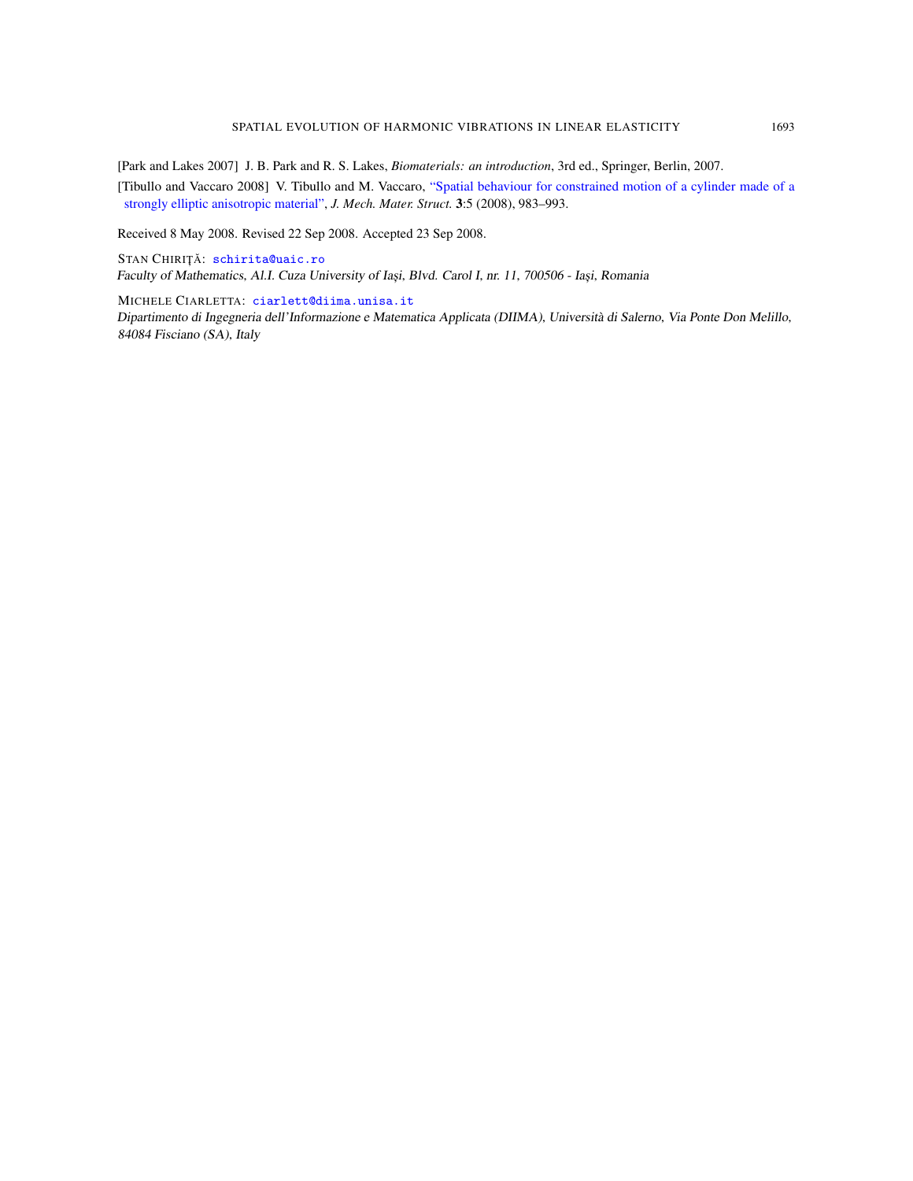[Park and Lakes 2007] J. B. Park and R. S. Lakes, *Biomaterials: an introduction*, 3rd ed., Springer, Berlin, 2007.

[Tibullo and Vaccaro 2008] V. Tibullo and M. Vaccaro, "Spatial behaviour for constrained motion of a cylinder made of a strongly elliptic anisotropic material", *J. Mech. Mater. Struct.* **3**:5 (2008), 983–993.

Received 8 May 2008. Revised 22 Sep 2008. Accepted 23 Sep 2008.

STAN CHIRIŢĂ: schirita@uaic.ro
*Faculty of Mathematics, Al.I. Cuza University of Iaşi, Blvd. Carol I, nr. 11, 700506 - Iaşi, Romania*

MICHELE CIARLETTA: ciarlett@diima.unisa.it
*Dipartimento di Ingegneria dell'Informazione e Matematica Applicata (DIIMA), Università di Salerno, Via Ponte Don Melillo, 84084 Fisciano (SA), Italy*